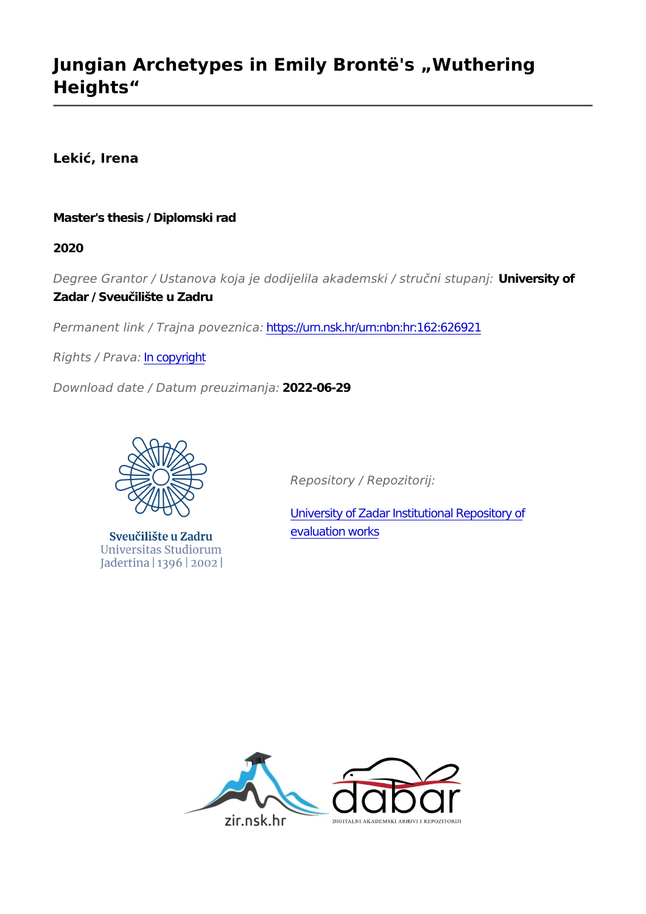# Jungian Archetypes in Emily Brontë's „Wuthering Heights“

**Lekić, Irena**

**Master's thesis / Diplomski rad**

**2020**

*Degree Grantor / Ustanova koja je dodijelila akademski / stručni stupanj:* **University of Zadar / Sveučilište u Zadru**

*Permanent link / Trajna poveznica:* https://urn.nsk.hr/urn:nbn:hr:162:626921

*Rights / Prava:* In copyright

*Download date / Datum preuzimanja:* **2022-06-29**

Sveučilište u Zadru
Universitas Studiorum
Jadertina | 1396 | 2002 |

*Repository / Repozitorij:*

University of Zadar Institutional Repository of evaluation works

zir.nsk.hr

dabar
DIGITALNI AKADEMSKI ARHIVI I REPOZITORIJI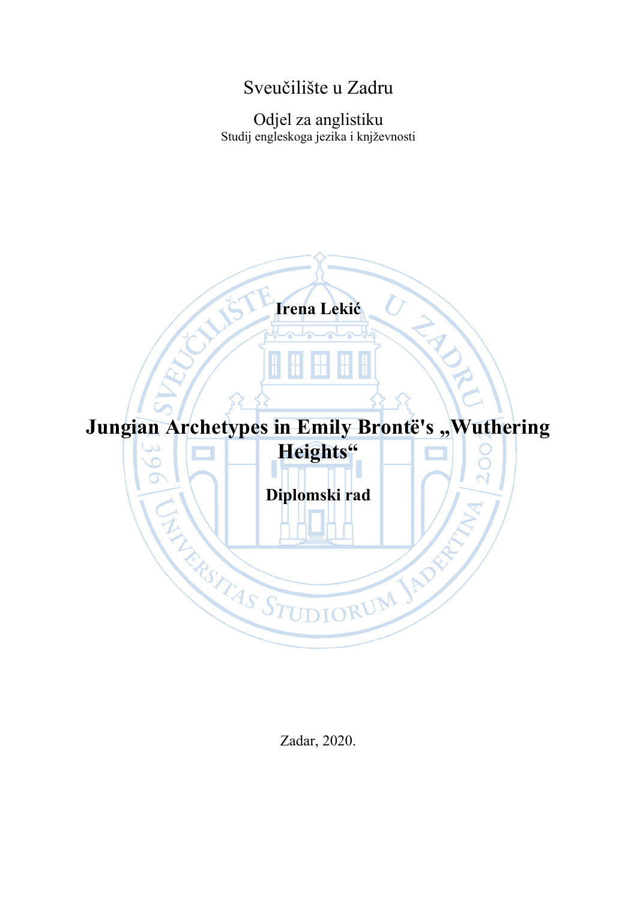Sveučilište u Zadru

Odjel za anglistiku
Studij engleskoga jezika i književnosti

**Irena Lekić**

# Jungian Archetypes in Emily Brontë's „Wuthering Heights"

**Diplomski rad**

Zadar, 2020.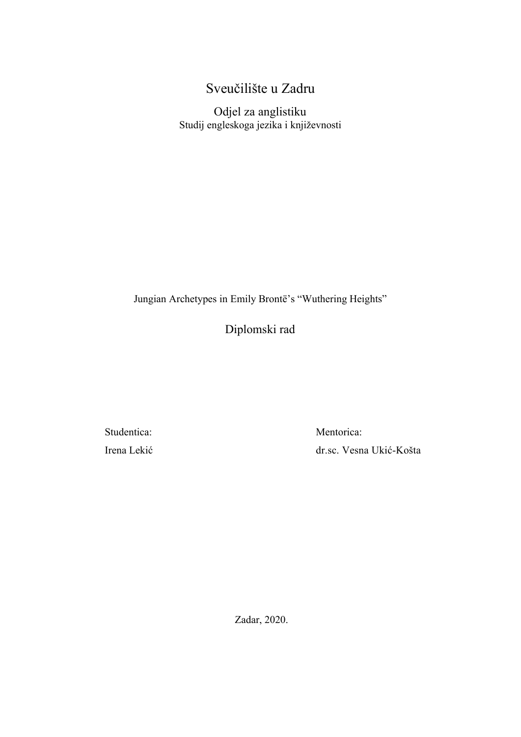# Sveučilište u Zadru

## Odjel za anglistiku

Studij engleskoga jezika i književnosti

Jungian Archetypes in Emily Brontë's "Wuthering Heights"

## Diplomski rad

| Studentica: | Mentorica: |
| --- | --- |
| Irena Lekić | dr.sc. Vesna Ukić-Košta |

Zadar, 2020.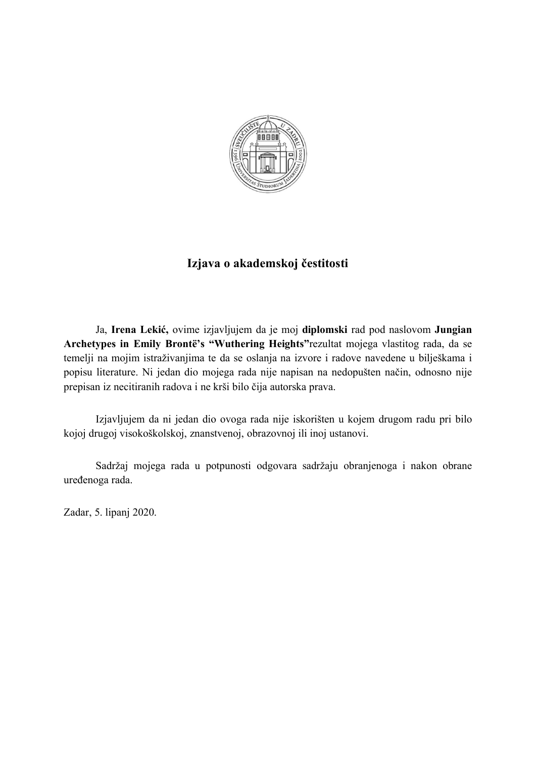# Izjava o akademskoj čestitosti

Ja, **Irena Lekić,** ovime izjavljujem da je moj **diplomski** rad pod naslovom **Jungian Archetypes in Emily Brontë's "Wuthering Heights"**rezultat mojega vlastitog rada, da se temelji na mojim istraživanjima te da se oslanja na izvore i radove navedene u bilješkama i popisu literature. Ni jedan dio mojega rada nije napisan na nedopušten način, odnosno nije prepisan iz necitiranih radova i ne krši bilo čija autorska prava.

Izjavljujem da ni jedan dio ovoga rada nije iskorišten u kojem drugom radu pri bilo kojoj drugoj visokoškolskoj, znanstvenoj, obrazovnoj ili inoj ustanovi.

Sadržaj mojega rada u potpunosti odgovara sadržaju obranjenoga i nakon obrane uređenoga rada.

Zadar, 5. lipanj 2020.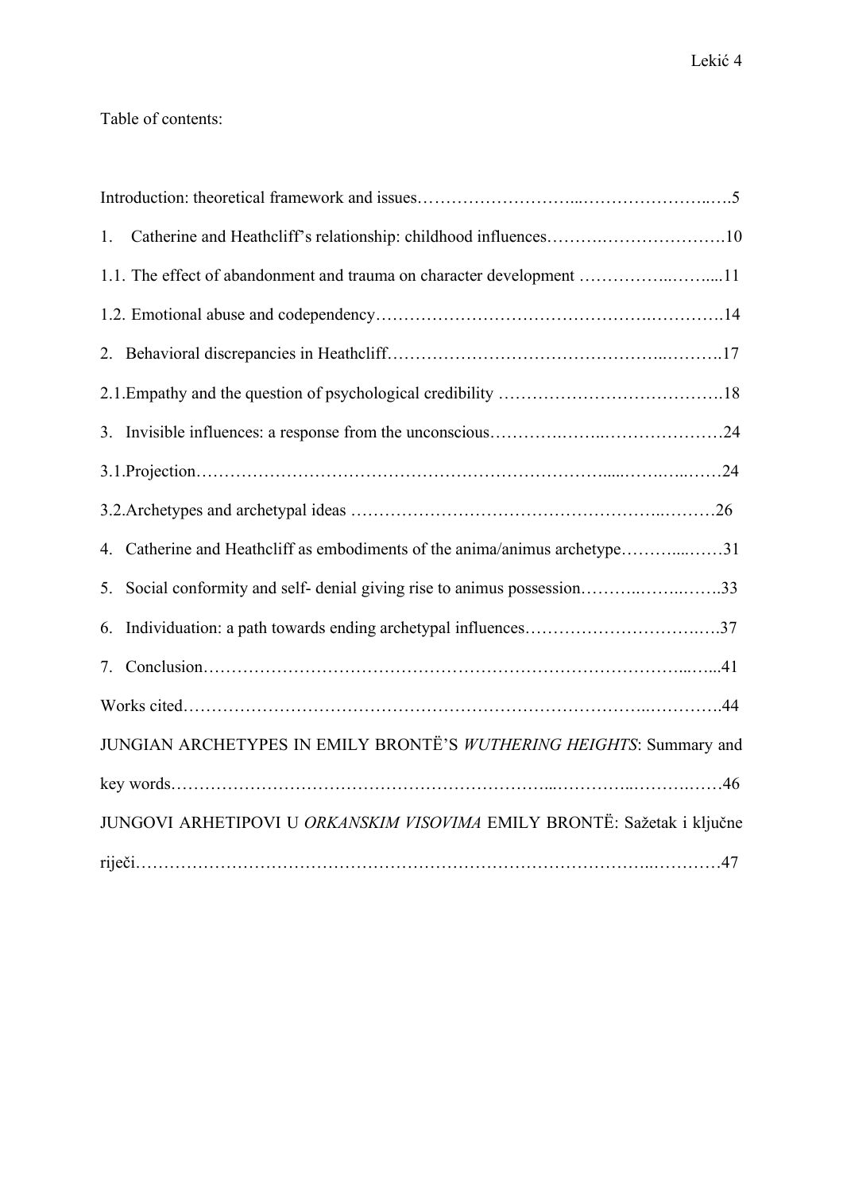Table of contents:

Introduction: theoretical framework and issues……………………….…………………..….5

1. Catherine and Heathcliff's relationship: childhood influences……….…………………..10

1.1. The effect of abandonment and trauma on character development ……………..…….....11

1.2. Emotional abuse and codependency……………………………………….………….14

2. Behavioral discrepancies in Heathcliff………………………………………..……….17

2.1.Empathy and the question of psychological credibility ………………………………….18

3. Invisible influences: a response from the unconscious………….……..…………………24

3.1.Projection……………………………………………………………......……..…..……24

3.2.Archetypes and archetypal ideas ……………………………………………..………26

4. Catherine and Heathcliff as embodiments of the anima/animus archetype………...……31

5. Social conformity and self- denial giving rise to animus possession………..……..…….33

6. Individuation: a path towards ending archetypal influences……………………….…..37

7. Conclusion……………………………………………………………………...…...41

Works cited……………………………………………………………………..………….44

JUNGIAN ARCHETYPES IN EMILY BRONTË'S *WUTHERING HEIGHTS*: Summary and key words…………………………………………………...…………..……….……46

JUNGOVI ARHETIPOVI U *ORKANSKIM VISOVIMA* EMILY BRONTË: Sažetak i ključne riječi…………………………………………………………………………..…………47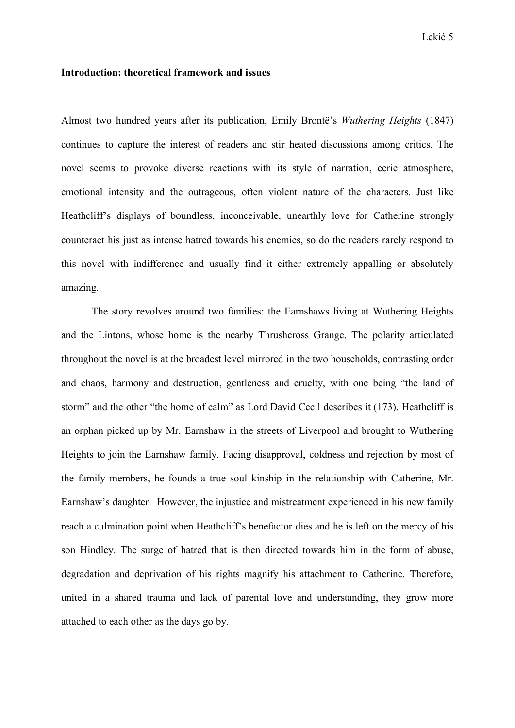**Introduction: theoretical framework and issues**

Almost two hundred years after its publication, Emily Brontë's *Wuthering Heights* (1847) continues to capture the interest of readers and stir heated discussions among critics. The novel seems to provoke diverse reactions with its style of narration, eerie atmosphere, emotional intensity and the outrageous, often violent nature of the characters. Just like Heathcliff's displays of boundless, inconceivable, unearthly love for Catherine strongly counteract his just as intense hatred towards his enemies, so do the readers rarely respond to this novel with indifference and usually find it either extremely appalling or absolutely amazing.

The story revolves around two families: the Earnshaws living at Wuthering Heights and the Lintons, whose home is the nearby Thrushcross Grange. The polarity articulated throughout the novel is at the broadest level mirrored in the two households, contrasting order and chaos, harmony and destruction, gentleness and cruelty, with one being "the land of storm" and the other "the home of calm" as Lord David Cecil describes it (173). Heathcliff is an orphan picked up by Mr. Earnshaw in the streets of Liverpool and brought to Wuthering Heights to join the Earnshaw family. Facing disapproval, coldness and rejection by most of the family members, he founds a true soul kinship in the relationship with Catherine, Mr. Earnshaw's daughter. However, the injustice and mistreatment experienced in his new family reach a culmination point when Heathcliff's benefactor dies and he is left on the mercy of his son Hindley. The surge of hatred that is then directed towards him in the form of abuse, degradation and deprivation of his rights magnify his attachment to Catherine. Therefore, united in a shared trauma and lack of parental love and understanding, they grow more attached to each other as the days go by.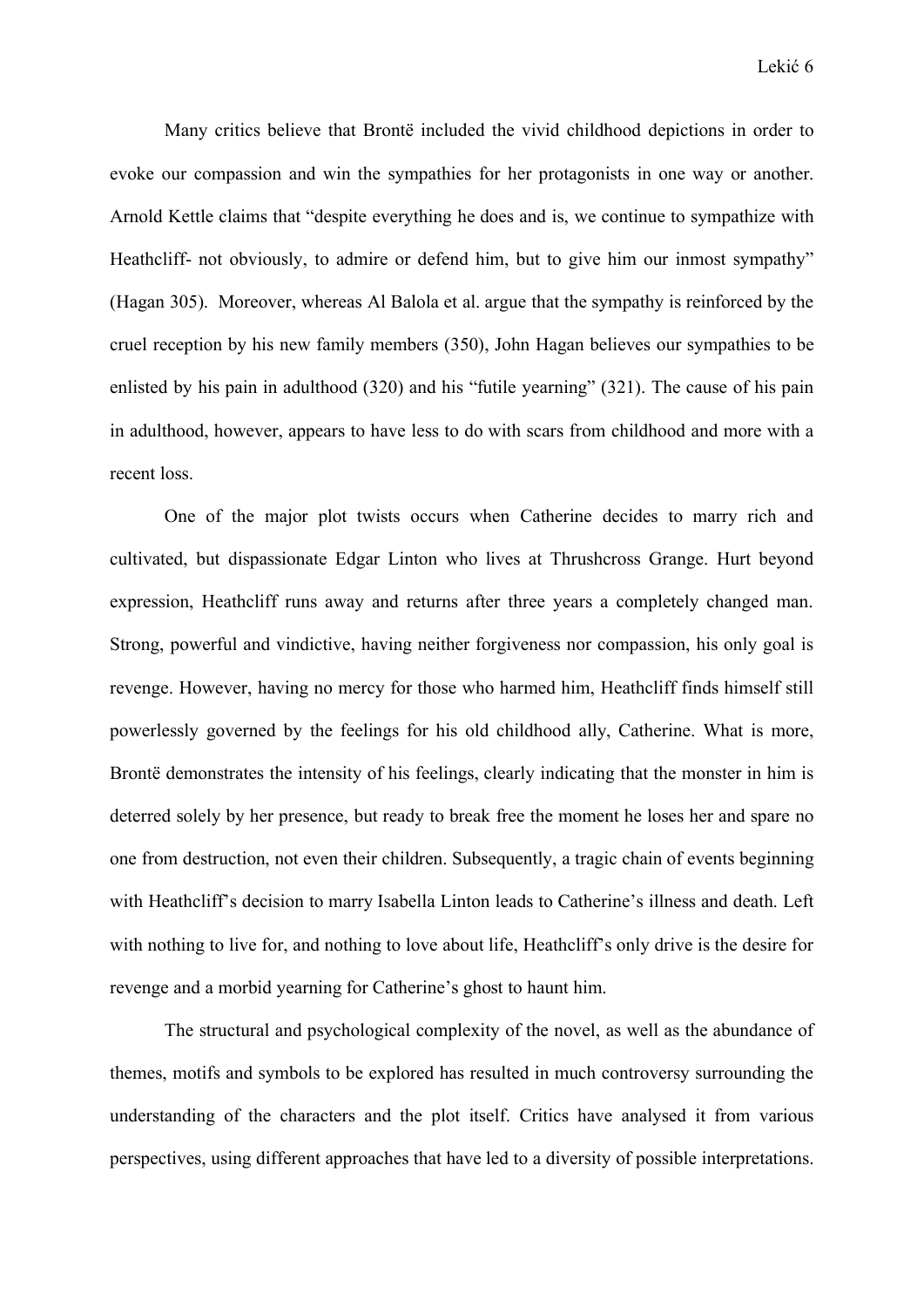Many critics believe that Brontë included the vivid childhood depictions in order to evoke our compassion and win the sympathies for her protagonists in one way or another. Arnold Kettle claims that "despite everything he does and is, we continue to sympathize with Heathcliff- not obviously, to admire or defend him, but to give him our inmost sympathy" (Hagan 305). Moreover, whereas Al Balola et al. argue that the sympathy is reinforced by the cruel reception by his new family members (350), John Hagan believes our sympathies to be enlisted by his pain in adulthood (320) and his "futile yearning" (321). The cause of his pain in adulthood, however, appears to have less to do with scars from childhood and more with a recent loss.

One of the major plot twists occurs when Catherine decides to marry rich and cultivated, but dispassionate Edgar Linton who lives at Thrushcross Grange. Hurt beyond expression, Heathcliff runs away and returns after three years a completely changed man. Strong, powerful and vindictive, having neither forgiveness nor compassion, his only goal is revenge. However, having no mercy for those who harmed him, Heathcliff finds himself still powerlessly governed by the feelings for his old childhood ally, Catherine. What is more, Brontë demonstrates the intensity of his feelings, clearly indicating that the monster in him is deterred solely by her presence, but ready to break free the moment he loses her and spare no one from destruction, not even their children. Subsequently, a tragic chain of events beginning with Heathcliff's decision to marry Isabella Linton leads to Catherine's illness and death. Left with nothing to live for, and nothing to love about life, Heathcliff's only drive is the desire for revenge and a morbid yearning for Catherine's ghost to haunt him.

The structural and psychological complexity of the novel, as well as the abundance of themes, motifs and symbols to be explored has resulted in much controversy surrounding the understanding of the characters and the plot itself. Critics have analysed it from various perspectives, using different approaches that have led to a diversity of possible interpretations.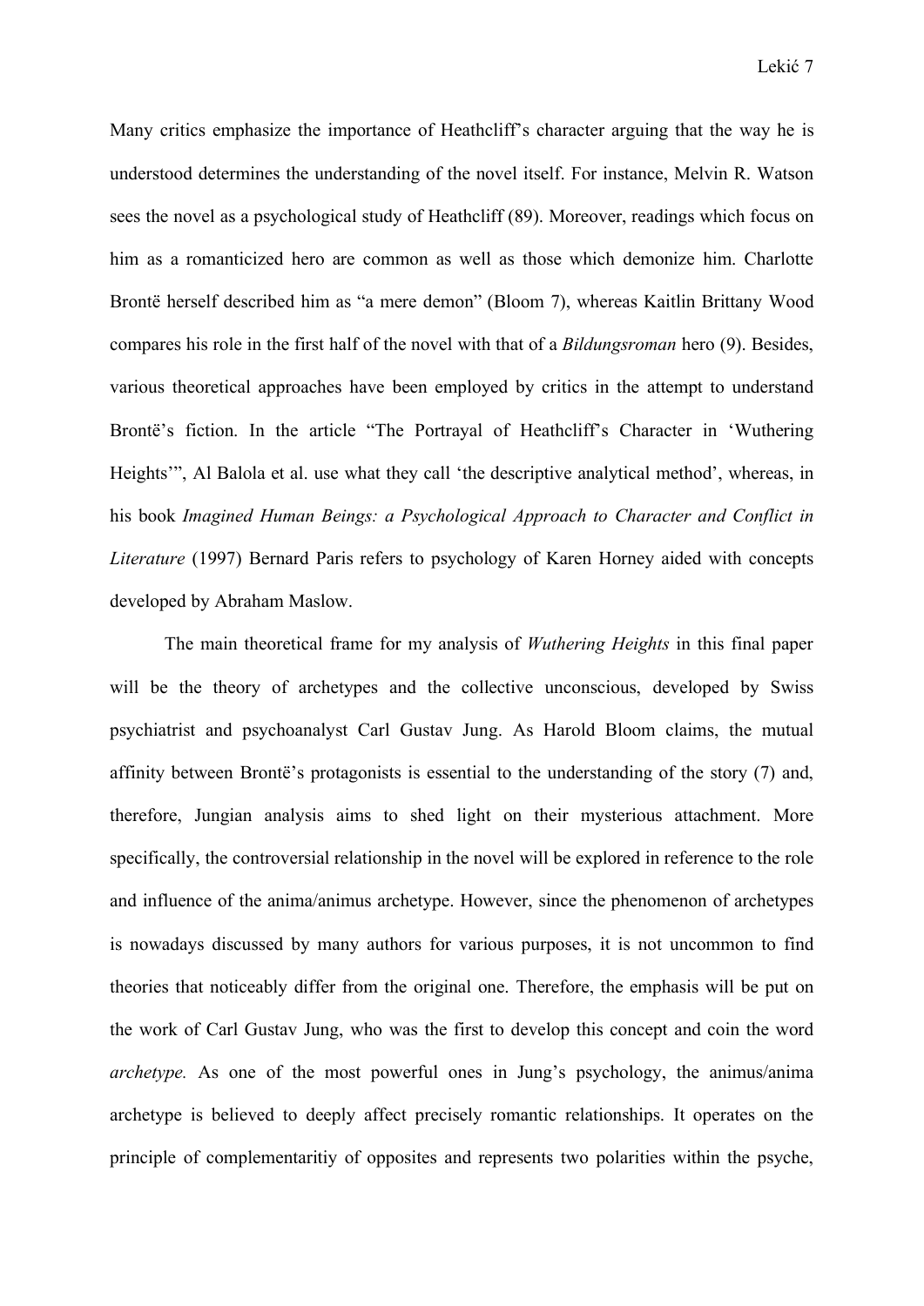Many critics emphasize the importance of Heathcliff's character arguing that the way he is understood determines the understanding of the novel itself. For instance, Melvin R. Watson sees the novel as a psychological study of Heathcliff (89). Moreover, readings which focus on him as a romanticized hero are common as well as those which demonize him. Charlotte Brontë herself described him as "a mere demon" (Bloom 7), whereas Kaitlin Brittany Wood compares his role in the first half of the novel with that of a *Bildungsroman* hero (9). Besides, various theoretical approaches have been employed by critics in the attempt to understand Brontë's fiction. In the article "The Portrayal of Heathcliff's Character in 'Wuthering Heights'", Al Balola et al. use what they call 'the descriptive analytical method', whereas, in his book *Imagined Human Beings: a Psychological Approach to Character and Conflict in Literature* (1997) Bernard Paris refers to psychology of Karen Horney aided with concepts developed by Abraham Maslow.

The main theoretical frame for my analysis of *Wuthering Heights* in this final paper will be the theory of archetypes and the collective unconscious, developed by Swiss psychiatrist and psychoanalyst Carl Gustav Jung. As Harold Bloom claims, the mutual affinity between Brontë's protagonists is essential to the understanding of the story (7) and, therefore, Jungian analysis aims to shed light on their mysterious attachment. More specifically, the controversial relationship in the novel will be explored in reference to the role and influence of the anima/animus archetype. However, since the phenomenon of archetypes is nowadays discussed by many authors for various purposes, it is not uncommon to find theories that noticeably differ from the original one. Therefore, the emphasis will be put on the work of Carl Gustav Jung, who was the first to develop this concept and coin the word *archetype.* As one of the most powerful ones in Jung's psychology, the animus/anima archetype is believed to deeply affect precisely romantic relationships. It operates on the principle of complementaritiy of opposites and represents two polarities within the psyche,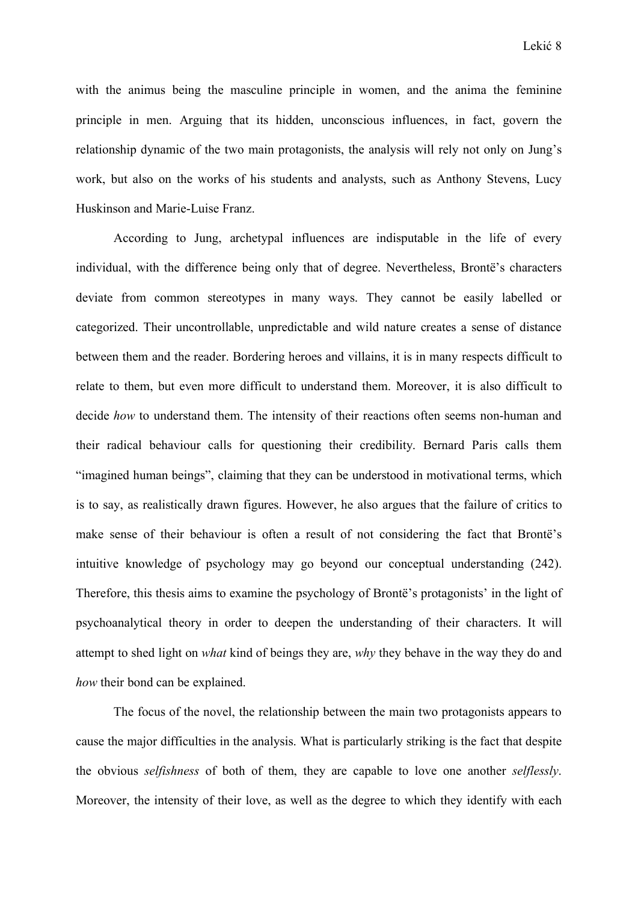with the animus being the masculine principle in women, and the anima the feminine principle in men. Arguing that its hidden, unconscious influences, in fact, govern the relationship dynamic of the two main protagonists, the analysis will rely not only on Jung's work, but also on the works of his students and analysts, such as Anthony Stevens, Lucy Huskinson and Marie-Luise Franz.

According to Jung, archetypal influences are indisputable in the life of every individual, with the difference being only that of degree. Nevertheless, Brontë's characters deviate from common stereotypes in many ways. They cannot be easily labelled or categorized. Their uncontrollable, unpredictable and wild nature creates a sense of distance between them and the reader. Bordering heroes and villains, it is in many respects difficult to relate to them, but even more difficult to understand them. Moreover, it is also difficult to decide *how* to understand them. The intensity of their reactions often seems non-human and their radical behaviour calls for questioning their credibility. Bernard Paris calls them "imagined human beings", claiming that they can be understood in motivational terms, which is to say, as realistically drawn figures. However, he also argues that the failure of critics to make sense of their behaviour is often a result of not considering the fact that Brontë's intuitive knowledge of psychology may go beyond our conceptual understanding (242). Therefore, this thesis aims to examine the psychology of Brontë's protagonists' in the light of psychoanalytical theory in order to deepen the understanding of their characters. It will attempt to shed light on *what* kind of beings they are, *why* they behave in the way they do and *how* their bond can be explained.

The focus of the novel, the relationship between the main two protagonists appears to cause the major difficulties in the analysis. What is particularly striking is the fact that despite the obvious *selfishness* of both of them, they are capable to love one another *selflessly*. Moreover, the intensity of their love, as well as the degree to which they identify with each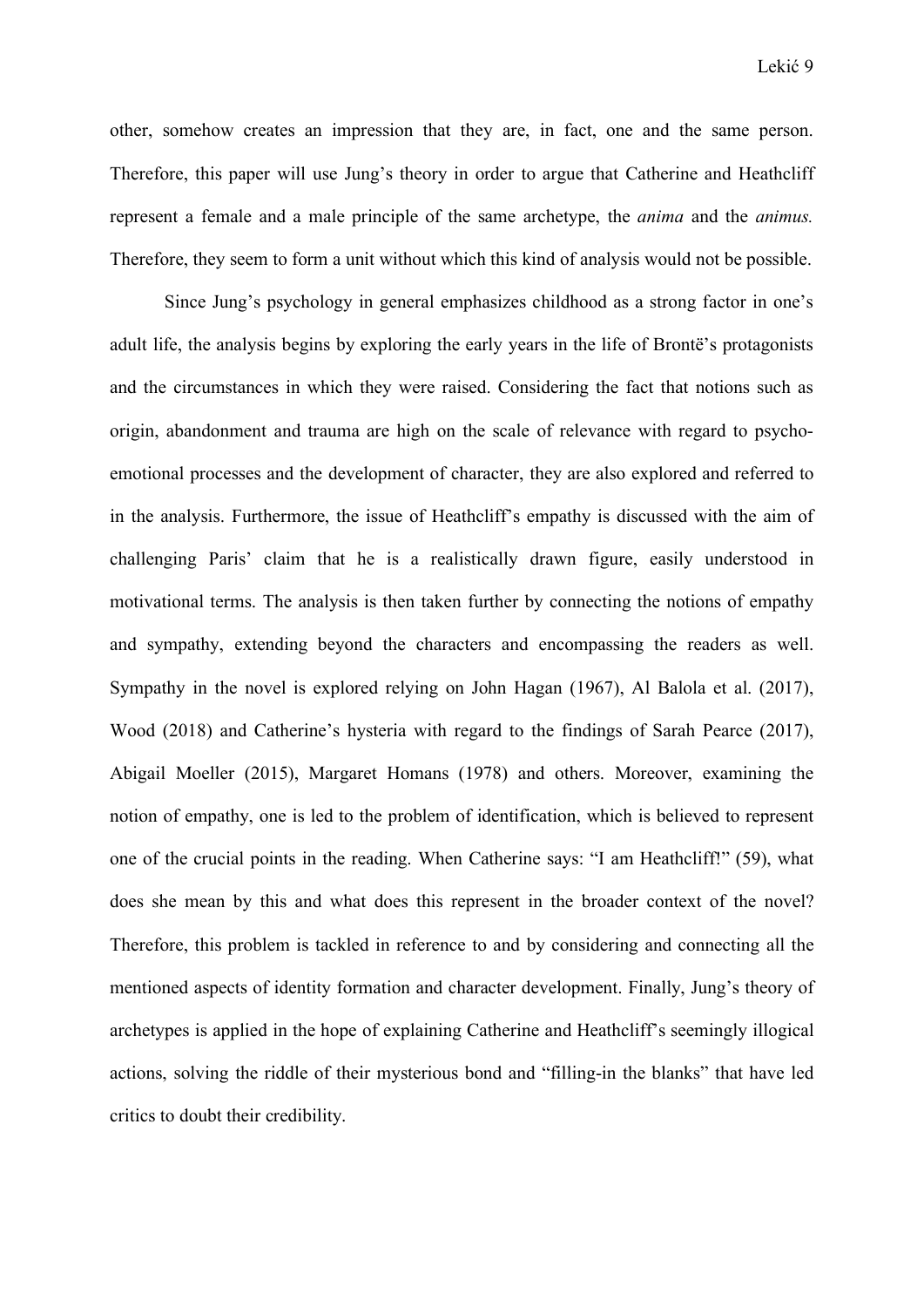other, somehow creates an impression that they are, in fact, one and the same person. Therefore, this paper will use Jung's theory in order to argue that Catherine and Heathcliff represent a female and a male principle of the same archetype, the *anima* and the *animus.* Therefore, they seem to form a unit without which this kind of analysis would not be possible.

Since Jung's psychology in general emphasizes childhood as a strong factor in one's adult life, the analysis begins by exploring the early years in the life of Brontë's protagonists and the circumstances in which they were raised. Considering the fact that notions such as origin, abandonment and trauma are high on the scale of relevance with regard to psycho-emotional processes and the development of character, they are also explored and referred to in the analysis. Furthermore, the issue of Heathcliff's empathy is discussed with the aim of challenging Paris' claim that he is a realistically drawn figure, easily understood in motivational terms. The analysis is then taken further by connecting the notions of empathy and sympathy, extending beyond the characters and encompassing the readers as well. Sympathy in the novel is explored relying on John Hagan (1967), Al Balola et al. (2017), Wood (2018) and Catherine's hysteria with regard to the findings of Sarah Pearce (2017), Abigail Moeller (2015), Margaret Homans (1978) and others. Moreover, examining the notion of empathy, one is led to the problem of identification, which is believed to represent one of the crucial points in the reading. When Catherine says: "I am Heathcliff!" (59), what does she mean by this and what does this represent in the broader context of the novel? Therefore, this problem is tackled in reference to and by considering and connecting all the mentioned aspects of identity formation and character development. Finally, Jung's theory of archetypes is applied in the hope of explaining Catherine and Heathcliff's seemingly illogical actions, solving the riddle of their mysterious bond and "filling-in the blanks" that have led critics to doubt their credibility.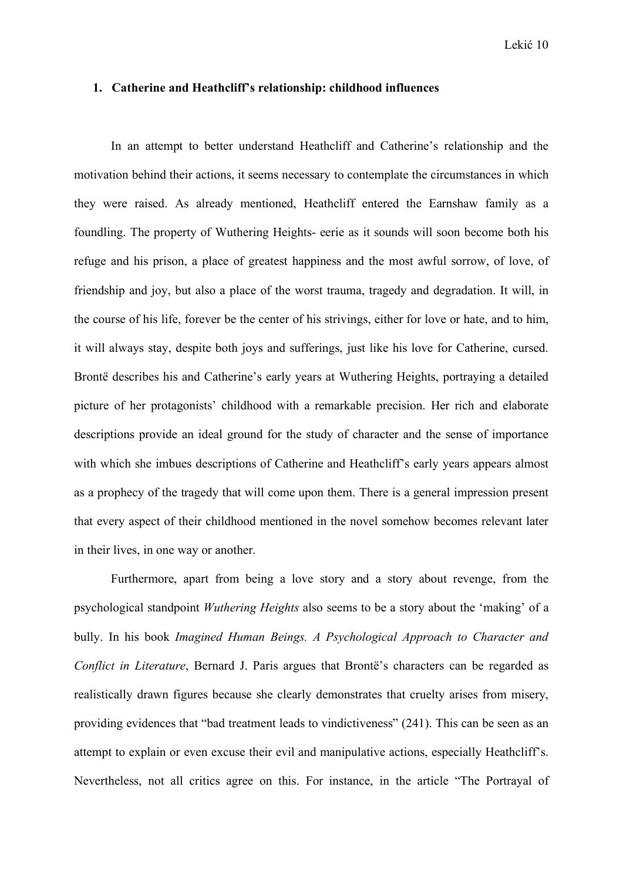## 1. Catherine and Heathcliff's relationship: childhood influences

In an attempt to better understand Heathcliff and Catherine's relationship and the motivation behind their actions, it seems necessary to contemplate the circumstances in which they were raised. As already mentioned, Heathcliff entered the Earnshaw family as a foundling. The property of Wuthering Heights- eerie as it sounds will soon become both his refuge and his prison, a place of greatest happiness and the most awful sorrow, of love, of friendship and joy, but also a place of the worst trauma, tragedy and degradation. It will, in the course of his life, forever be the center of his strivings, either for love or hate, and to him, it will always stay, despite both joys and sufferings, just like his love for Catherine, cursed. Brontë describes his and Catherine's early years at Wuthering Heights, portraying a detailed picture of her protagonists' childhood with a remarkable precision. Her rich and elaborate descriptions provide an ideal ground for the study of character and the sense of importance with which she imbues descriptions of Catherine and Heathcliff's early years appears almost as a prophecy of the tragedy that will come upon them. There is a general impression present that every aspect of their childhood mentioned in the novel somehow becomes relevant later in their lives, in one way or another.

Furthermore, apart from being a love story and a story about revenge, from the psychological standpoint *Wuthering Heights* also seems to be a story about the 'making' of a bully. In his book *Imagined Human Beings. A Psychological Approach to Character and Conflict in Literature*, Bernard J. Paris argues that Brontë's characters can be regarded as realistically drawn figures because she clearly demonstrates that cruelty arises from misery, providing evidences that "bad treatment leads to vindictiveness" (241). This can be seen as an attempt to explain or even excuse their evil and manipulative actions, especially Heathcliff's. Nevertheless, not all critics agree on this. For instance, in the article "The Portrayal of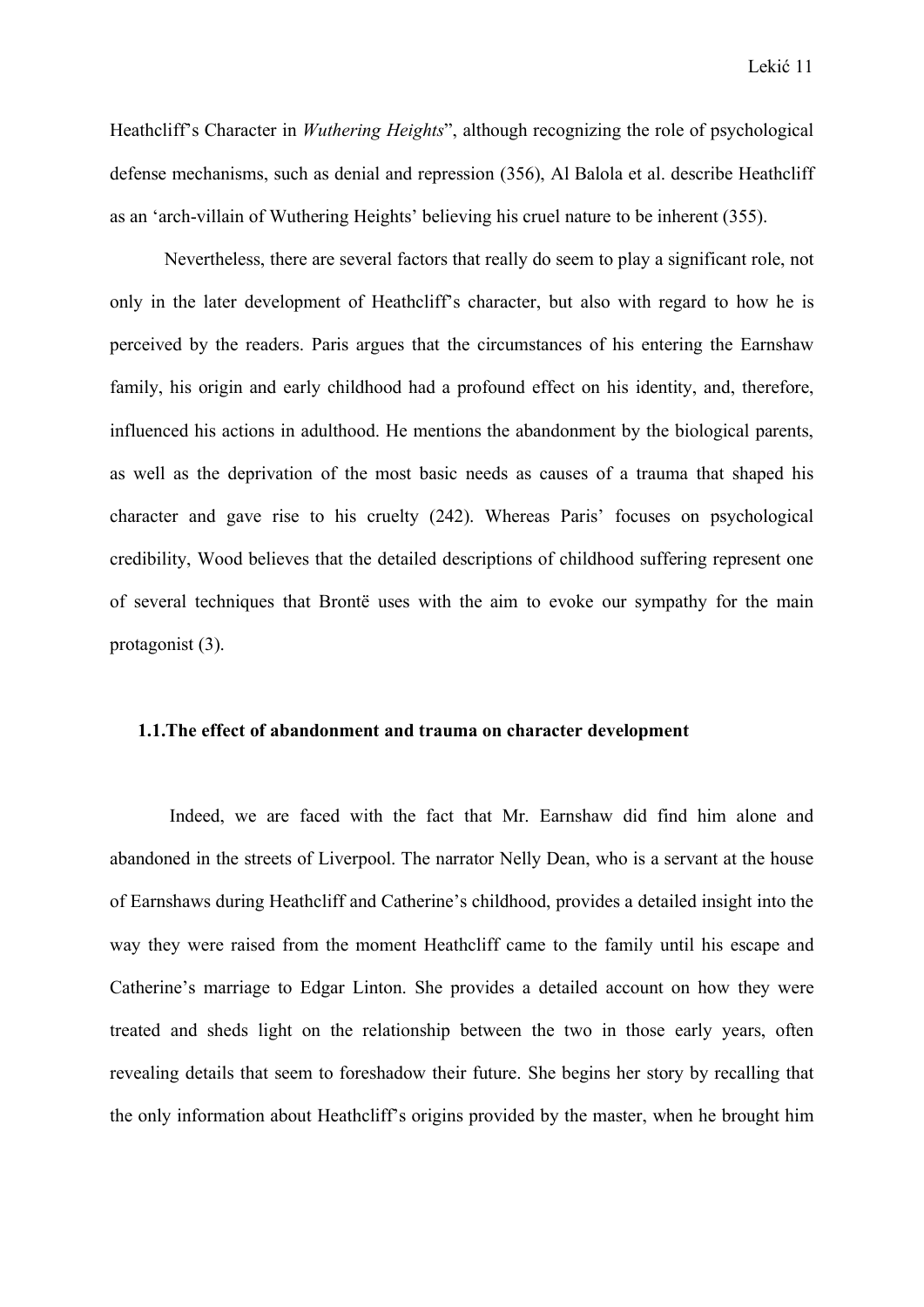Heathcliff's Character in *Wuthering Heights*", although recognizing the role of psychological defense mechanisms, such as denial and repression (356), Al Balola et al. describe Heathcliff as an 'arch-villain of Wuthering Heights' believing his cruel nature to be inherent (355).

Nevertheless, there are several factors that really do seem to play a significant role, not only in the later development of Heathcliff's character, but also with regard to how he is perceived by the readers. Paris argues that the circumstances of his entering the Earnshaw family, his origin and early childhood had a profound effect on his identity, and, therefore, influenced his actions in adulthood. He mentions the abandonment by the biological parents, as well as the deprivation of the most basic needs as causes of a trauma that shaped his character and gave rise to his cruelty (242). Whereas Paris' focuses on psychological credibility, Wood believes that the detailed descriptions of childhood suffering represent one of several techniques that Brontë uses with the aim to evoke our sympathy for the main protagonist (3).

### 1.1. The effect of abandonment and trauma on character development

Indeed, we are faced with the fact that Mr. Earnshaw did find him alone and abandoned in the streets of Liverpool. The narrator Nelly Dean, who is a servant at the house of Earnshaws during Heathcliff and Catherine's childhood, provides a detailed insight into the way they were raised from the moment Heathcliff came to the family until his escape and Catherine's marriage to Edgar Linton. She provides a detailed account on how they were treated and sheds light on the relationship between the two in those early years, often revealing details that seem to foreshadow their future. She begins her story by recalling that the only information about Heathcliff's origins provided by the master, when he brought him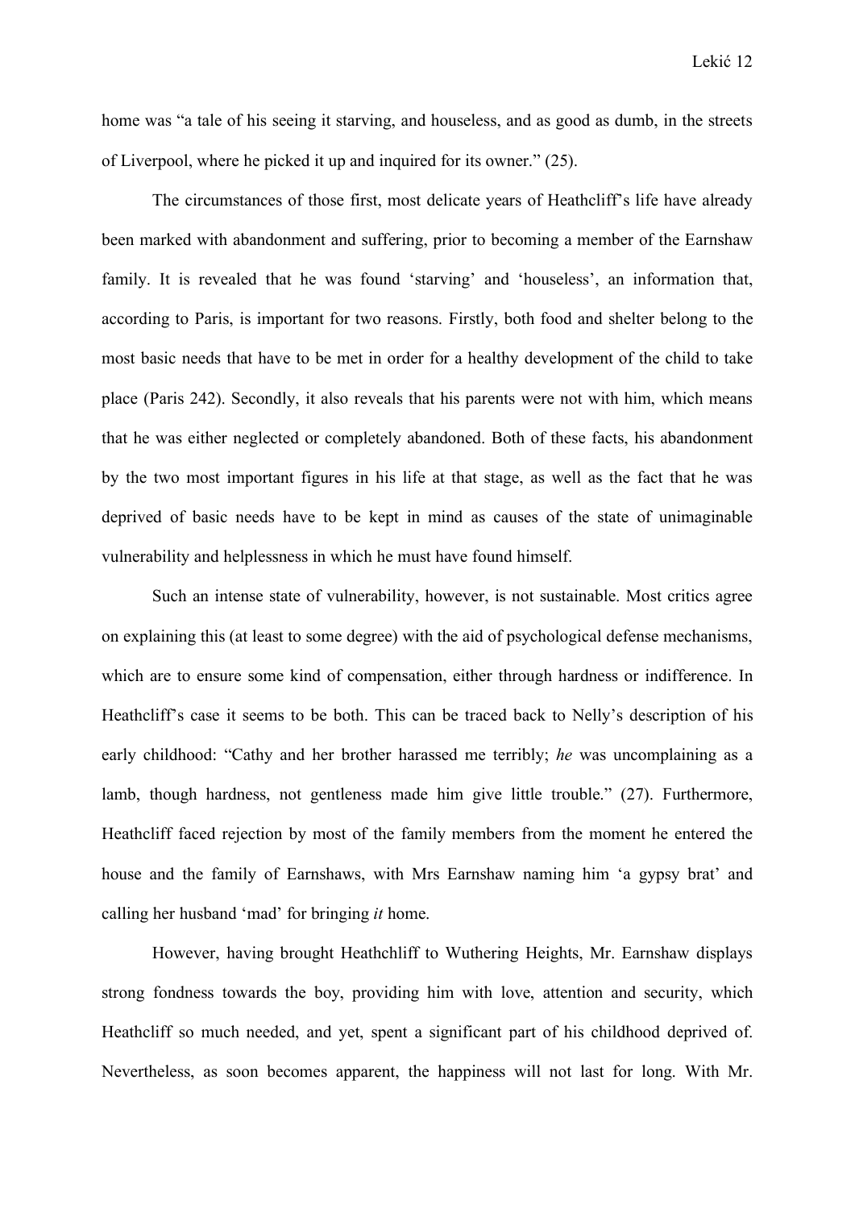home was “a tale of his seeing it starving, and houseless, and as good as dumb, in the streets of Liverpool, where he picked it up and inquired for its owner.” (25).

The circumstances of those first, most delicate years of Heathcliff’s life have already been marked with abandonment and suffering, prior to becoming a member of the Earnshaw family. It is revealed that he was found ‘starving’ and ‘houseless’, an information that, according to Paris, is important for two reasons. Firstly, both food and shelter belong to the most basic needs that have to be met in order for a healthy development of the child to take place (Paris 242). Secondly, it also reveals that his parents were not with him, which means that he was either neglected or completely abandoned. Both of these facts, his abandonment by the two most important figures in his life at that stage, as well as the fact that he was deprived of basic needs have to be kept in mind as causes of the state of unimaginable vulnerability and helplessness in which he must have found himself.

Such an intense state of vulnerability, however, is not sustainable. Most critics agree on explaining this (at least to some degree) with the aid of psychological defense mechanisms, which are to ensure some kind of compensation, either through hardness or indifference. In Heathcliff’s case it seems to be both. This can be traced back to Nelly’s description of his early childhood: “Cathy and her brother harassed me terribly; *he* was uncomplaining as a lamb, though hardness, not gentleness made him give little trouble.” (27). Furthermore, Heathcliff faced rejection by most of the family members from the moment he entered the house and the family of Earnshaws, with Mrs Earnshaw naming him ‘a gypsy brat’ and calling her husband ‘mad’ for bringing *it* home.

However, having brought Heathchliff to Wuthering Heights, Mr. Earnshaw displays strong fondness towards the boy, providing him with love, attention and security, which Heathcliff so much needed, and yet, spent a significant part of his childhood deprived of. Nevertheless, as soon becomes apparent, the happiness will not last for long. With Mr.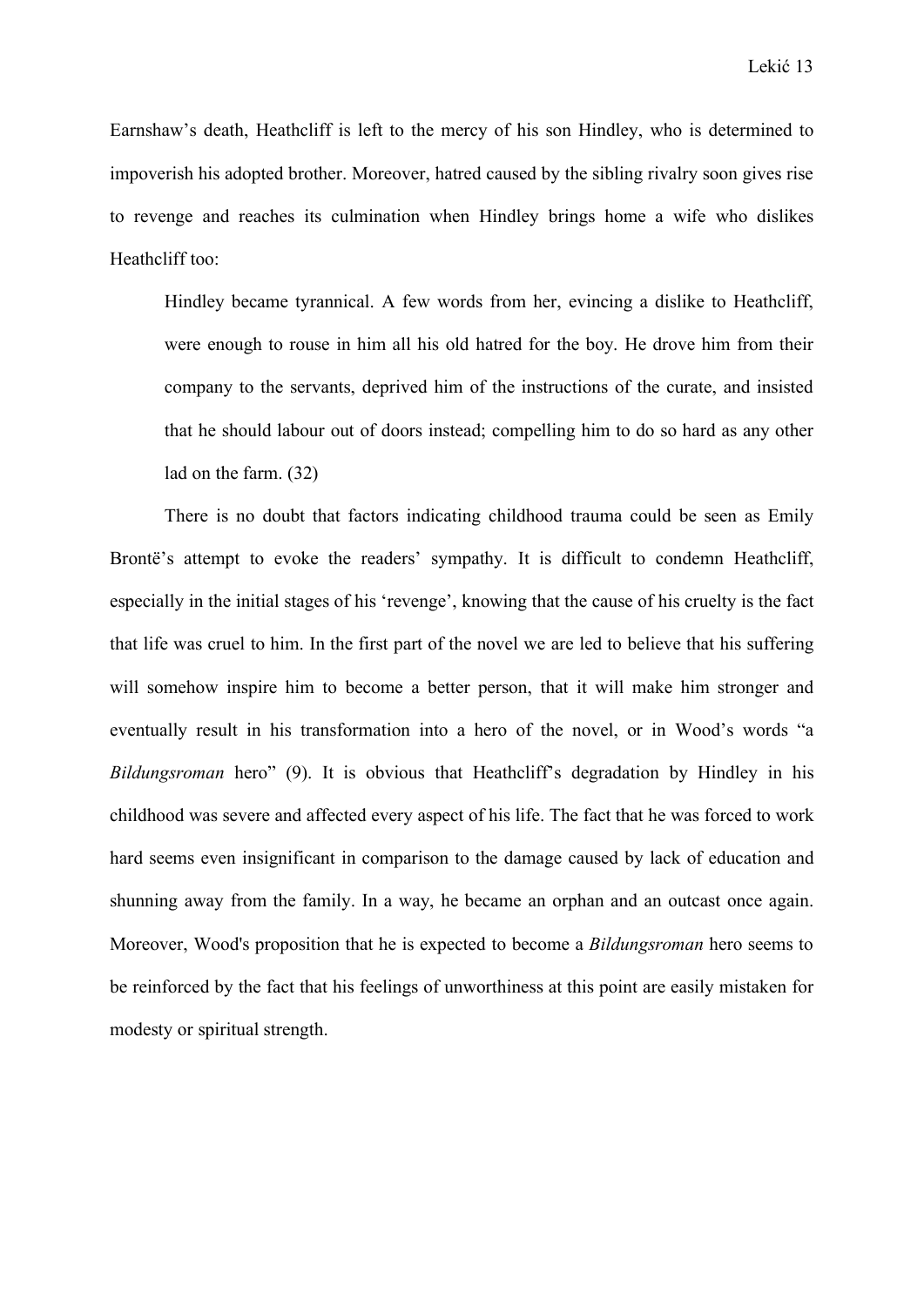Earnshaw's death, Heathcliff is left to the mercy of his son Hindley, who is determined to impoverish his adopted brother. Moreover, hatred caused by the sibling rivalry soon gives rise to revenge and reaches its culmination when Hindley brings home a wife who dislikes Heathcliff too:

> Hindley became tyrannical. A few words from her, evincing a dislike to Heathcliff, were enough to rouse in him all his old hatred for the boy. He drove him from their company to the servants, deprived him of the instructions of the curate, and insisted that he should labour out of doors instead; compelling him to do so hard as any other lad on the farm. (32)

There is no doubt that factors indicating childhood trauma could be seen as Emily Brontë's attempt to evoke the readers' sympathy. It is difficult to condemn Heathcliff, especially in the initial stages of his 'revenge', knowing that the cause of his cruelty is the fact that life was cruel to him. In the first part of the novel we are led to believe that his suffering will somehow inspire him to become a better person, that it will make him stronger and eventually result in his transformation into a hero of the novel, or in Wood's words "a *Bildungsroman* hero" (9). It is obvious that Heathcliff's degradation by Hindley in his childhood was severe and affected every aspect of his life. The fact that he was forced to work hard seems even insignificant in comparison to the damage caused by lack of education and shunning away from the family. In a way, he became an orphan and an outcast once again. Moreover, Wood's proposition that he is expected to become a *Bildungsroman* hero seems to be reinforced by the fact that his feelings of unworthiness at this point are easily mistaken for modesty or spiritual strength.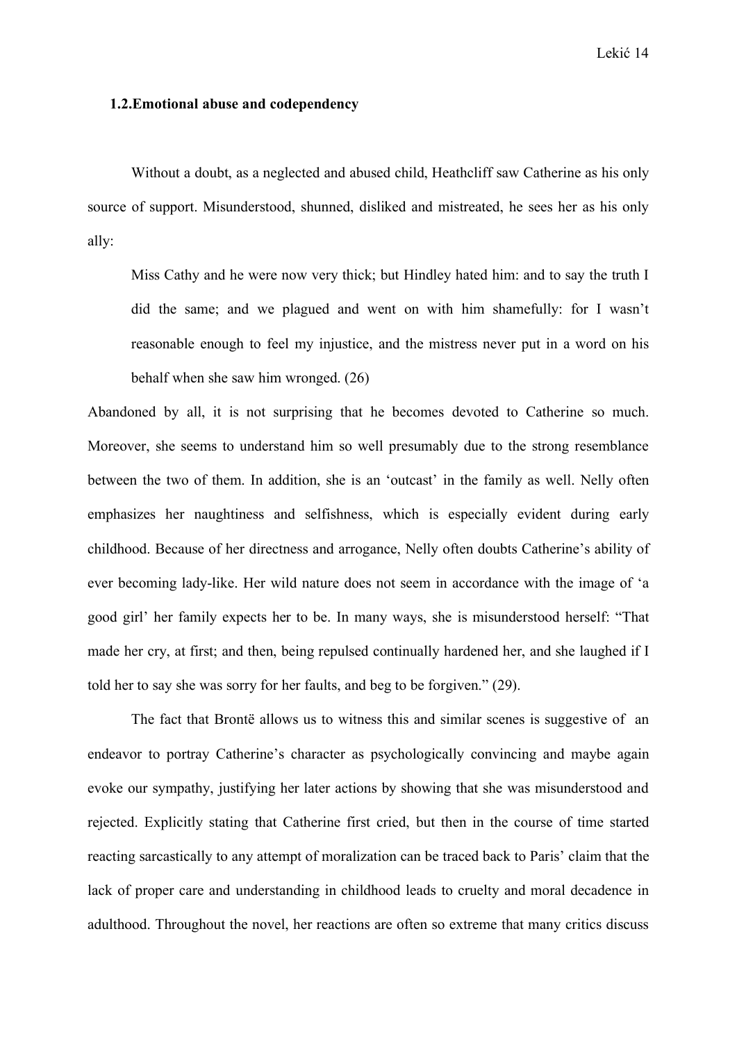### 1.2. Emotional abuse and codependency

Without a doubt, as a neglected and abused child, Heathcliff saw Catherine as his only source of support. Misunderstood, shunned, disliked and mistreated, he sees her as his only ally:

> Miss Cathy and he were now very thick; but Hindley hated him: and to say the truth I did the same; and we plagued and went on with him shamefully: for I wasn't reasonable enough to feel my injustice, and the mistress never put in a word on his behalf when she saw him wronged. (26)

Abandoned by all, it is not surprising that he becomes devoted to Catherine so much. Moreover, she seems to understand him so well presumably due to the strong resemblance between the two of them. In addition, she is an 'outcast' in the family as well. Nelly often emphasizes her naughtiness and selfishness, which is especially evident during early childhood. Because of her directness and arrogance, Nelly often doubts Catherine's ability of ever becoming lady-like. Her wild nature does not seem in accordance with the image of 'a good girl' her family expects her to be. In many ways, she is misunderstood herself: "That made her cry, at first; and then, being repulsed continually hardened her, and she laughed if I told her to say she was sorry for her faults, and beg to be forgiven." (29).

The fact that Brontë allows us to witness this and similar scenes is suggestive of an endeavor to portray Catherine's character as psychologically convincing and maybe again evoke our sympathy, justifying her later actions by showing that she was misunderstood and rejected. Explicitly stating that Catherine first cried, but then in the course of time started reacting sarcastically to any attempt of moralization can be traced back to Paris' claim that the lack of proper care and understanding in childhood leads to cruelty and moral decadence in adulthood. Throughout the novel, her reactions are often so extreme that many critics discuss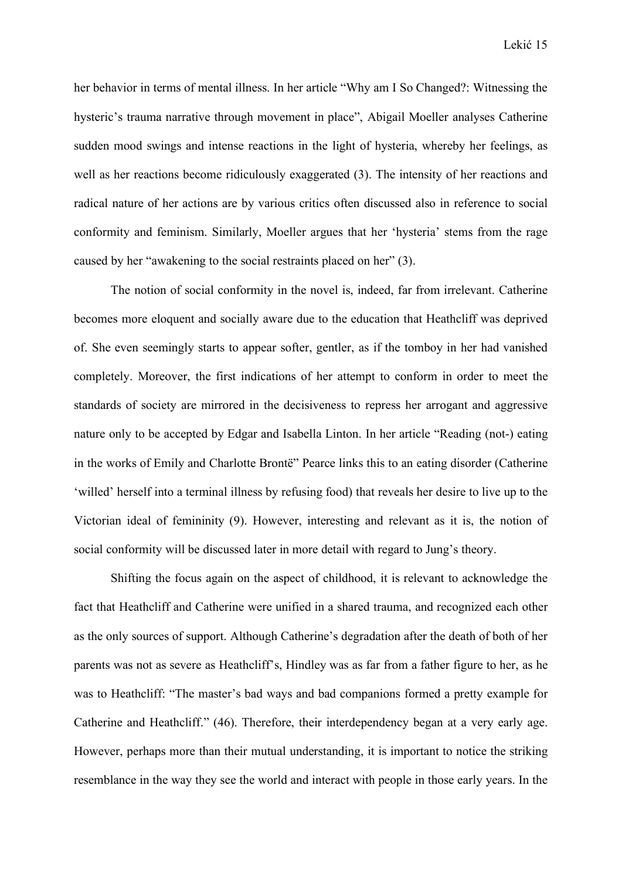her behavior in terms of mental illness. In her article "Why am I So Changed?: Witnessing the hysteric's trauma narrative through movement in place", Abigail Moeller analyses Catherine sudden mood swings and intense reactions in the light of hysteria, whereby her feelings, as well as her reactions become ridiculously exaggerated (3). The intensity of her reactions and radical nature of her actions are by various critics often discussed also in reference to social conformity and feminism. Similarly, Moeller argues that her 'hysteria' stems from the rage caused by her "awakening to the social restraints placed on her" (3).

The notion of social conformity in the novel is, indeed, far from irrelevant. Catherine becomes more eloquent and socially aware due to the education that Heathcliff was deprived of. She even seemingly starts to appear softer, gentler, as if the tomboy in her had vanished completely. Moreover, the first indications of her attempt to conform in order to meet the standards of society are mirrored in the decisiveness to repress her arrogant and aggressive nature only to be accepted by Edgar and Isabella Linton. In her article "Reading (not-) eating in the works of Emily and Charlotte Brontë" Pearce links this to an eating disorder (Catherine 'willed' herself into a terminal illness by refusing food) that reveals her desire to live up to the Victorian ideal of femininity (9). However, interesting and relevant as it is, the notion of social conformity will be discussed later in more detail with regard to Jung's theory.

Shifting the focus again on the aspect of childhood, it is relevant to acknowledge the fact that Heathcliff and Catherine were unified in a shared trauma, and recognized each other as the only sources of support. Although Catherine's degradation after the death of both of her parents was not as severe as Heathcliff's, Hindley was as far from a father figure to her, as he was to Heathcliff: "The master's bad ways and bad companions formed a pretty example for Catherine and Heathcliff." (46). Therefore, their interdependency began at a very early age. However, perhaps more than their mutual understanding, it is important to notice the striking resemblance in the way they see the world and interact with people in those early years. In the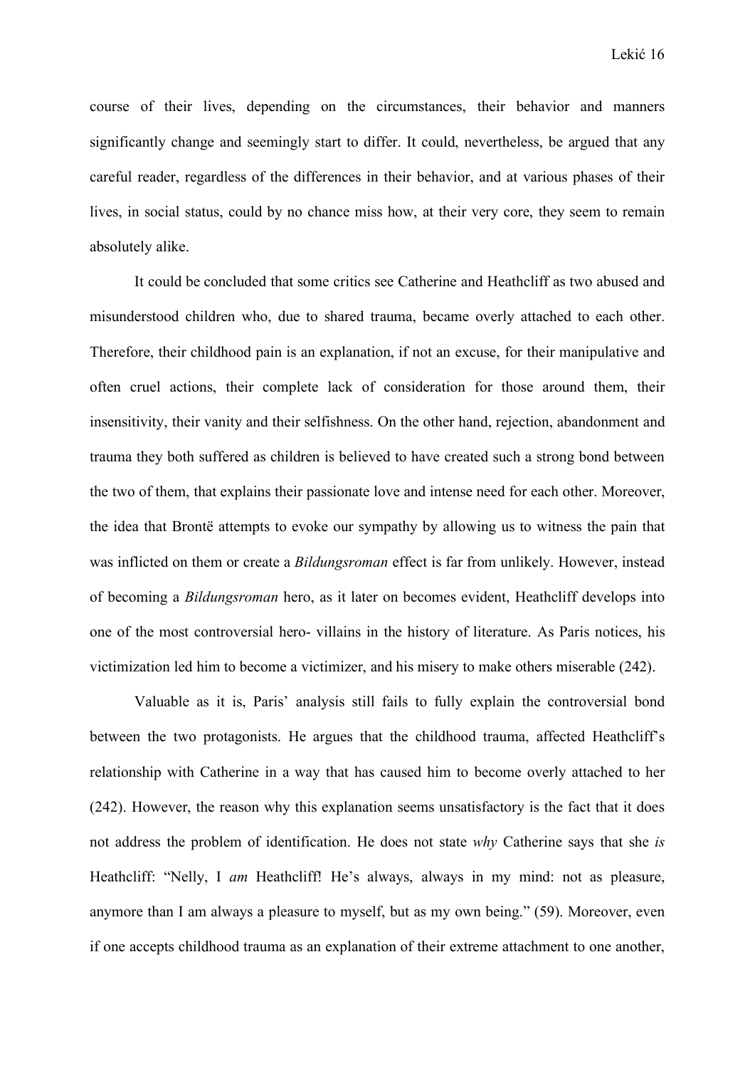course of their lives, depending on the circumstances, their behavior and manners significantly change and seemingly start to differ. It could, nevertheless, be argued that any careful reader, regardless of the differences in their behavior, and at various phases of their lives, in social status, could by no chance miss how, at their very core, they seem to remain absolutely alike.

It could be concluded that some critics see Catherine and Heathcliff as two abused and misunderstood children who, due to shared trauma, became overly attached to each other. Therefore, their childhood pain is an explanation, if not an excuse, for their manipulative and often cruel actions, their complete lack of consideration for those around them, their insensitivity, their vanity and their selfishness. On the other hand, rejection, abandonment and trauma they both suffered as children is believed to have created such a strong bond between the two of them, that explains their passionate love and intense need for each other. Moreover, the idea that Brontë attempts to evoke our sympathy by allowing us to witness the pain that was inflicted on them or create a *Bildungsroman* effect is far from unlikely. However, instead of becoming a *Bildungsroman* hero, as it later on becomes evident, Heathcliff develops into one of the most controversial hero- villains in the history of literature. As Paris notices, his victimization led him to become a victimizer, and his misery to make others miserable (242).

Valuable as it is, Paris' analysis still fails to fully explain the controversial bond between the two protagonists. He argues that the childhood trauma, affected Heathcliff's relationship with Catherine in a way that has caused him to become overly attached to her (242). However, the reason why this explanation seems unsatisfactory is the fact that it does not address the problem of identification. He does not state *why* Catherine says that she *is* Heathcliff: "Nelly, I *am* Heathcliff! He's always, always in my mind: not as pleasure, anymore than I am always a pleasure to myself, but as my own being." (59). Moreover, even if one accepts childhood trauma as an explanation of their extreme attachment to one another,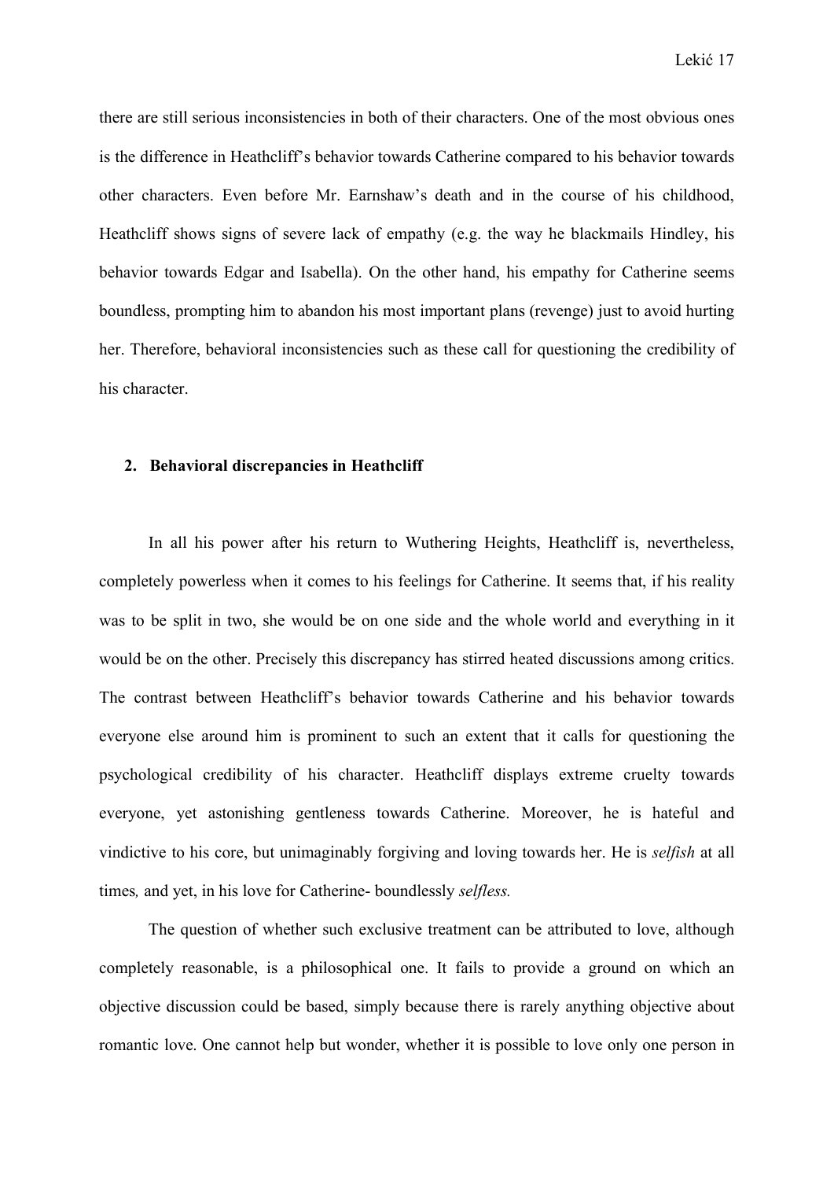there are still serious inconsistencies in both of their characters. One of the most obvious ones is the difference in Heathcliff's behavior towards Catherine compared to his behavior towards other characters. Even before Mr. Earnshaw's death and in the course of his childhood, Heathcliff shows signs of severe lack of empathy (e.g. the way he blackmails Hindley, his behavior towards Edgar and Isabella). On the other hand, his empathy for Catherine seems boundless, prompting him to abandon his most important plans (revenge) just to avoid hurting her. Therefore, behavioral inconsistencies such as these call for questioning the credibility of his character.

## 2. Behavioral discrepancies in Heathcliff

In all his power after his return to Wuthering Heights, Heathcliff is, nevertheless, completely powerless when it comes to his feelings for Catherine. It seems that, if his reality was to be split in two, she would be on one side and the whole world and everything in it would be on the other. Precisely this discrepancy has stirred heated discussions among critics. The contrast between Heathcliff's behavior towards Catherine and his behavior towards everyone else around him is prominent to such an extent that it calls for questioning the psychological credibility of his character. Heathcliff displays extreme cruelty towards everyone, yet astonishing gentleness towards Catherine. Moreover, he is hateful and vindictive to his core, but unimaginably forgiving and loving towards her. He is *selfish* at all times, and yet, in his love for Catherine- boundlessly *selfless.*

The question of whether such exclusive treatment can be attributed to love, although completely reasonable, is a philosophical one. It fails to provide a ground on which an objective discussion could be based, simply because there is rarely anything objective about romantic love. One cannot help but wonder, whether it is possible to love only one person in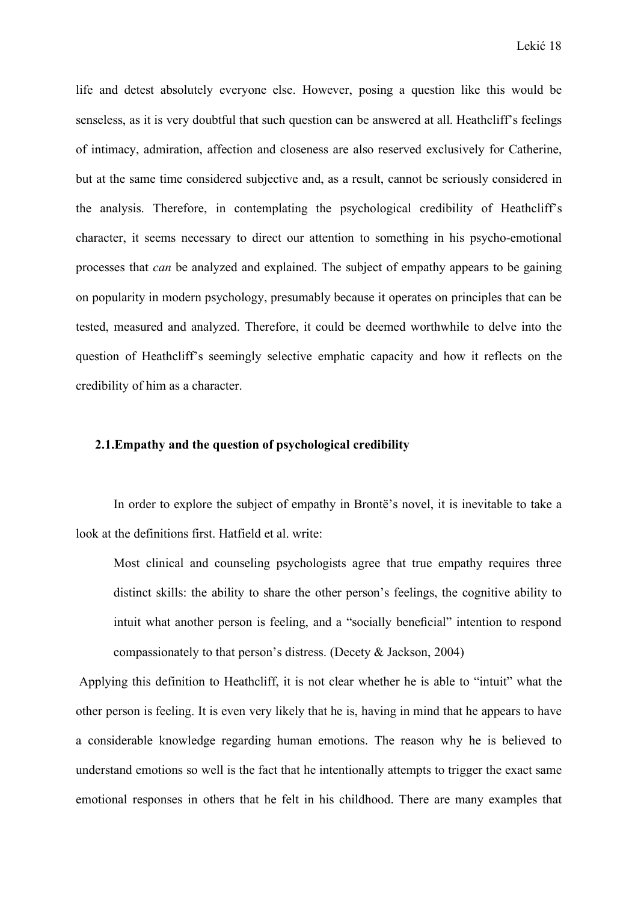life and detest absolutely everyone else. However, posing a question like this would be senseless, as it is very doubtful that such question can be answered at all. Heathcliff's feelings of intimacy, admiration, affection and closeness are also reserved exclusively for Catherine, but at the same time considered subjective and, as a result, cannot be seriously considered in the analysis. Therefore, in contemplating the psychological credibility of Heathcliff's character, it seems necessary to direct our attention to something in his psycho-emotional processes that *can* be analyzed and explained. The subject of empathy appears to be gaining on popularity in modern psychology, presumably because it operates on principles that can be tested, measured and analyzed. Therefore, it could be deemed worthwhile to delve into the question of Heathcliff's seemingly selective emphatic capacity and how it reflects on the credibility of him as a character.

## 2.1.Empathy and the question of psychological credibility

In order to explore the subject of empathy in Brontë's novel, it is inevitable to take a look at the definitions first. Hatfield et al. write:

> Most clinical and counseling psychologists agree that true empathy requires three distinct skills: the ability to share the other person's feelings, the cognitive ability to intuit what another person is feeling, and a "socially beneficial" intention to respond compassionately to that person's distress. (Decety & Jackson, 2004)

Applying this definition to Heathcliff, it is not clear whether he is able to "intuit" what the other person is feeling. It is even very likely that he is, having in mind that he appears to have a considerable knowledge regarding human emotions. The reason why he is believed to understand emotions so well is the fact that he intentionally attempts to trigger the exact same emotional responses in others that he felt in his childhood. There are many examples that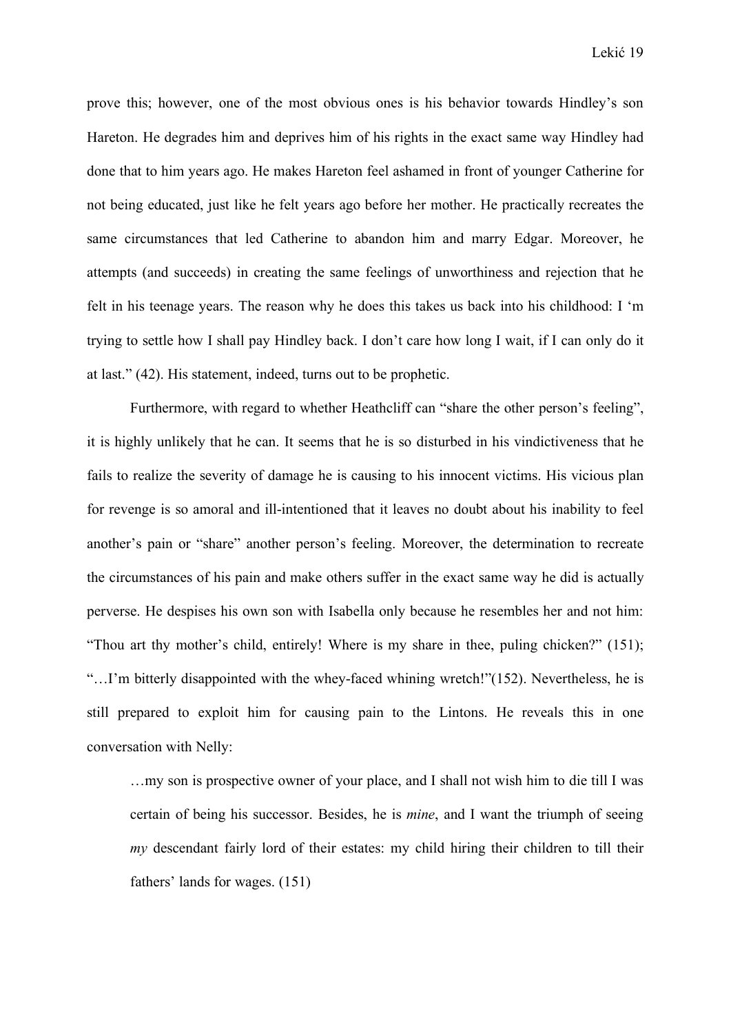prove this; however, one of the most obvious ones is his behavior towards Hindley's son Hareton. He degrades him and deprives him of his rights in the exact same way Hindley had done that to him years ago. He makes Hareton feel ashamed in front of younger Catherine for not being educated, just like he felt years ago before her mother. He practically recreates the same circumstances that led Catherine to abandon him and marry Edgar. Moreover, he attempts (and succeeds) in creating the same feelings of unworthiness and rejection that he felt in his teenage years. The reason why he does this takes us back into his childhood: I 'm trying to settle how I shall pay Hindley back. I don't care how long I wait, if I can only do it at last." (42). His statement, indeed, turns out to be prophetic.

Furthermore, with regard to whether Heathcliff can "share the other person's feeling", it is highly unlikely that he can. It seems that he is so disturbed in his vindictiveness that he fails to realize the severity of damage he is causing to his innocent victims. His vicious plan for revenge is so amoral and ill-intentioned that it leaves no doubt about his inability to feel another's pain or "share" another person's feeling. Moreover, the determination to recreate the circumstances of his pain and make others suffer in the exact same way he did is actually perverse. He despises his own son with Isabella only because he resembles her and not him: "Thou art thy mother's child, entirely! Where is my share in thee, puling chicken?" (151); "…I'm bitterly disappointed with the whey-faced whining wretch!"(152). Nevertheless, he is still prepared to exploit him for causing pain to the Lintons. He reveals this in one conversation with Nelly:

> …my son is prospective owner of your place, and I shall not wish him to die till I was certain of being his successor. Besides, he is *mine*, and I want the triumph of seeing *my* descendant fairly lord of their estates: my child hiring their children to till their fathers' lands for wages. (151)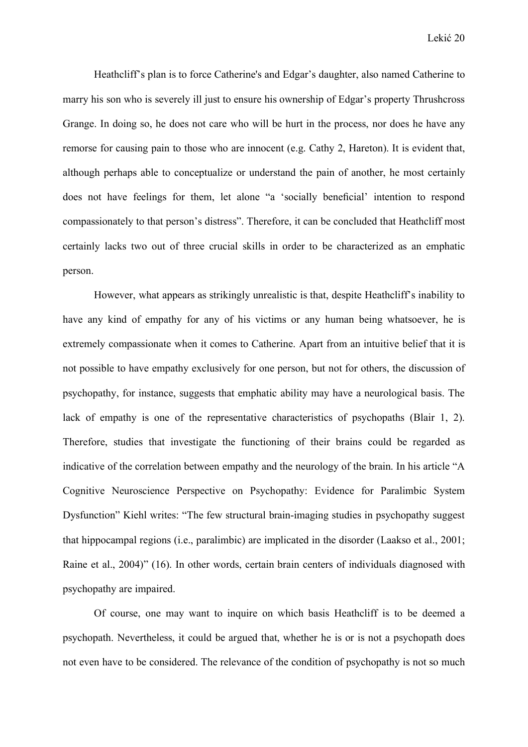Heathcliff's plan is to force Catherine's and Edgar's daughter, also named Catherine to marry his son who is severely ill just to ensure his ownership of Edgar's property Thrushcross Grange. In doing so, he does not care who will be hurt in the process, nor does he have any remorse for causing pain to those who are innocent (e.g. Cathy 2, Hareton). It is evident that, although perhaps able to conceptualize or understand the pain of another, he most certainly does not have feelings for them, let alone "a 'socially beneficial' intention to respond compassionately to that person's distress". Therefore, it can be concluded that Heathcliff most certainly lacks two out of three crucial skills in order to be characterized as an emphatic person.

However, what appears as strikingly unrealistic is that, despite Heathcliff's inability to have any kind of empathy for any of his victims or any human being whatsoever, he is extremely compassionate when it comes to Catherine. Apart from an intuitive belief that it is not possible to have empathy exclusively for one person, but not for others, the discussion of psychopathy, for instance, suggests that emphatic ability may have a neurological basis. The lack of empathy is one of the representative characteristics of psychopaths (Blair 1, 2). Therefore, studies that investigate the functioning of their brains could be regarded as indicative of the correlation between empathy and the neurology of the brain. In his article "A Cognitive Neuroscience Perspective on Psychopathy: Evidence for Paralimbic System Dysfunction" Kiehl writes: "The few structural brain-imaging studies in psychopathy suggest that hippocampal regions (i.e., paralimbic) are implicated in the disorder (Laakso et al., 2001; Raine et al., 2004)" (16). In other words, certain brain centers of individuals diagnosed with psychopathy are impaired.

Of course, one may want to inquire on which basis Heathcliff is to be deemed a psychopath. Nevertheless, it could be argued that, whether he is or is not a psychopath does not even have to be considered. The relevance of the condition of psychopathy is not so much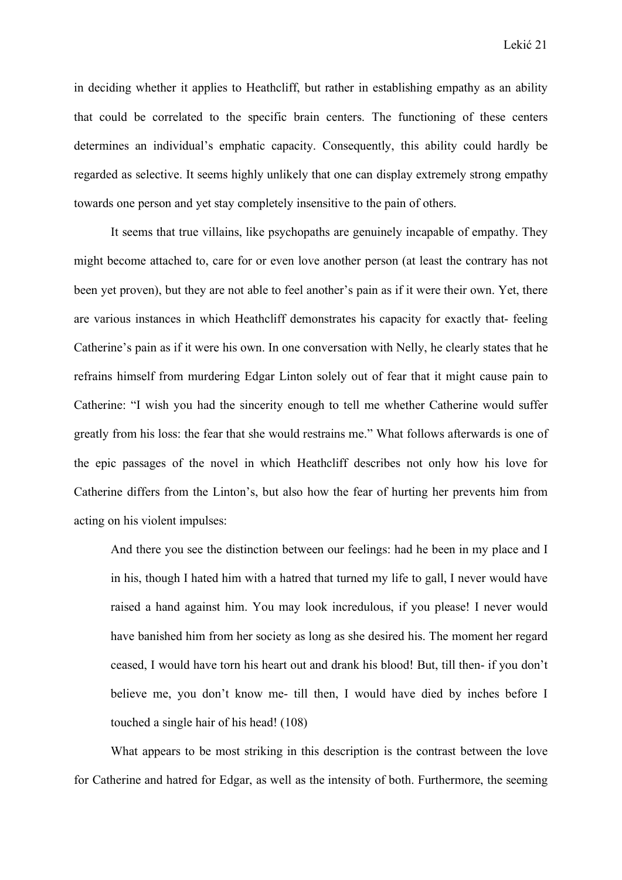in deciding whether it applies to Heathcliff, but rather in establishing empathy as an ability that could be correlated to the specific brain centers. The functioning of these centers determines an individual's emphatic capacity. Consequently, this ability could hardly be regarded as selective. It seems highly unlikely that one can display extremely strong empathy towards one person and yet stay completely insensitive to the pain of others.

It seems that true villains, like psychopaths are genuinely incapable of empathy. They might become attached to, care for or even love another person (at least the contrary has not been yet proven), but they are not able to feel another's pain as if it were their own. Yet, there are various instances in which Heathcliff demonstrates his capacity for exactly that- feeling Catherine's pain as if it were his own. In one conversation with Nelly, he clearly states that he refrains himself from murdering Edgar Linton solely out of fear that it might cause pain to Catherine: "I wish you had the sincerity enough to tell me whether Catherine would suffer greatly from his loss: the fear that she would restrains me." What follows afterwards is one of the epic passages of the novel in which Heathcliff describes not only how his love for Catherine differs from the Linton's, but also how the fear of hurting her prevents him from acting on his violent impulses:

> And there you see the distinction between our feelings: had he been in my place and I in his, though I hated him with a hatred that turned my life to gall, I never would have raised a hand against him. You may look incredulous, if you please! I never would have banished him from her society as long as she desired his. The moment her regard ceased, I would have torn his heart out and drank his blood! But, till then- if you don't believe me, you don't know me- till then, I would have died by inches before I touched a single hair of his head! (108)

What appears to be most striking in this description is the contrast between the love for Catherine and hatred for Edgar, as well as the intensity of both. Furthermore, the seeming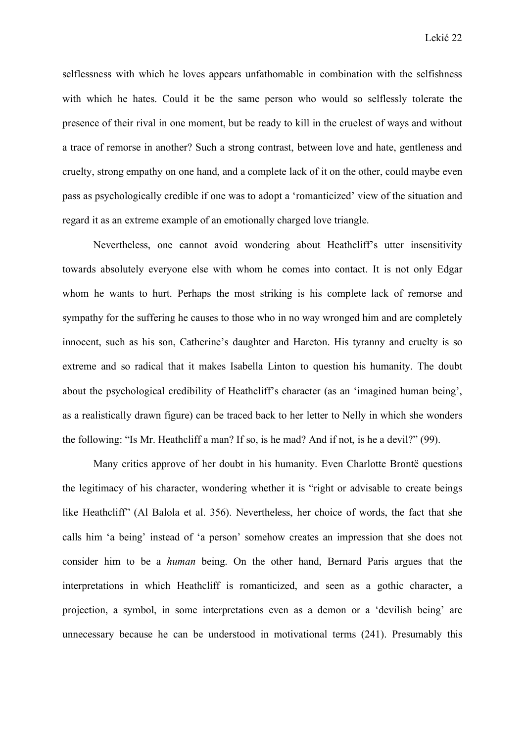selflessness with which he loves appears unfathomable in combination with the selfishness with which he hates. Could it be the same person who would so selflessly tolerate the presence of their rival in one moment, but be ready to kill in the cruelest of ways and without a trace of remorse in another? Such a strong contrast, between love and hate, gentleness and cruelty, strong empathy on one hand, and a complete lack of it on the other, could maybe even pass as psychologically credible if one was to adopt a 'romanticized' view of the situation and regard it as an extreme example of an emotionally charged love triangle.

Nevertheless, one cannot avoid wondering about Heathcliff's utter insensitivity towards absolutely everyone else with whom he comes into contact. It is not only Edgar whom he wants to hurt. Perhaps the most striking is his complete lack of remorse and sympathy for the suffering he causes to those who in no way wronged him and are completely innocent, such as his son, Catherine's daughter and Hareton. His tyranny and cruelty is so extreme and so radical that it makes Isabella Linton to question his humanity. The doubt about the psychological credibility of Heathcliff's character (as an 'imagined human being', as a realistically drawn figure) can be traced back to her letter to Nelly in which she wonders the following: "Is Mr. Heathcliff a man? If so, is he mad? And if not, is he a devil?" (99).

Many critics approve of her doubt in his humanity. Even Charlotte Brontë questions the legitimacy of his character, wondering whether it is "right or advisable to create beings like Heathcliff" (Al Balola et al. 356). Nevertheless, her choice of words, the fact that she calls him 'a being' instead of 'a person' somehow creates an impression that she does not consider him to be a *human* being. On the other hand, Bernard Paris argues that the interpretations in which Heathcliff is romanticized, and seen as a gothic character, a projection, a symbol, in some interpretations even as a demon or a 'devilish being' are unnecessary because he can be understood in motivational terms (241). Presumably this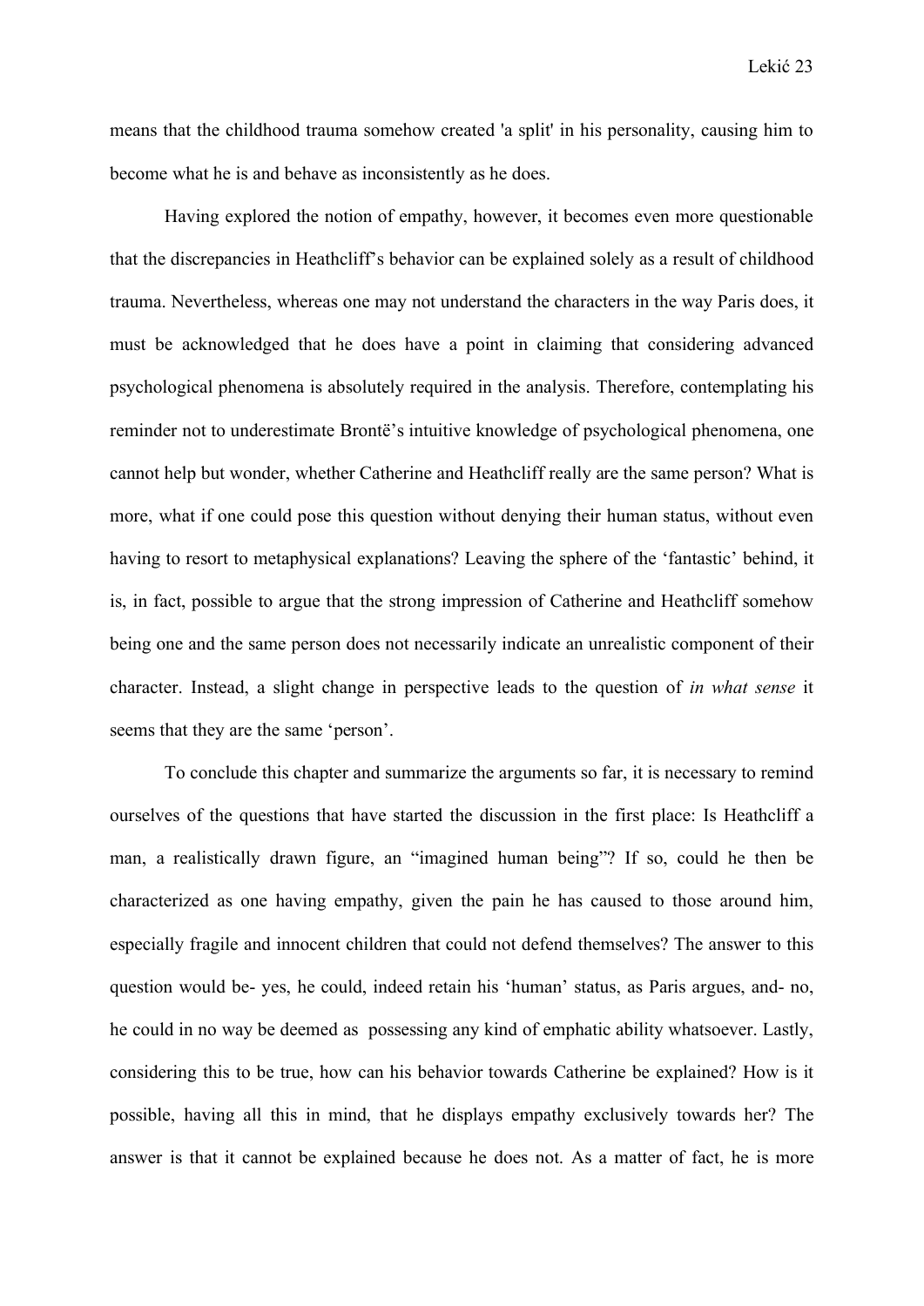means that the childhood trauma somehow created 'a split' in his personality, causing him to become what he is and behave as inconsistently as he does.

Having explored the notion of empathy, however, it becomes even more questionable that the discrepancies in Heathcliff's behavior can be explained solely as a result of childhood trauma. Nevertheless, whereas one may not understand the characters in the way Paris does, it must be acknowledged that he does have a point in claiming that considering advanced psychological phenomena is absolutely required in the analysis. Therefore, contemplating his reminder not to underestimate Brontë's intuitive knowledge of psychological phenomena, one cannot help but wonder, whether Catherine and Heathcliff really are the same person? What is more, what if one could pose this question without denying their human status, without even having to resort to metaphysical explanations? Leaving the sphere of the 'fantastic' behind, it is, in fact, possible to argue that the strong impression of Catherine and Heathcliff somehow being one and the same person does not necessarily indicate an unrealistic component of their character. Instead, a slight change in perspective leads to the question of *in what sense* it seems that they are the same 'person'.

To conclude this chapter and summarize the arguments so far, it is necessary to remind ourselves of the questions that have started the discussion in the first place: Is Heathcliff a man, a realistically drawn figure, an "imagined human being"? If so, could he then be characterized as one having empathy, given the pain he has caused to those around him, especially fragile and innocent children that could not defend themselves? The answer to this question would be- yes, he could, indeed retain his 'human' status, as Paris argues, and- no, he could in no way be deemed as possessing any kind of emphatic ability whatsoever. Lastly, considering this to be true, how can his behavior towards Catherine be explained? How is it possible, having all this in mind, that he displays empathy exclusively towards her? The answer is that it cannot be explained because he does not. As a matter of fact, he is more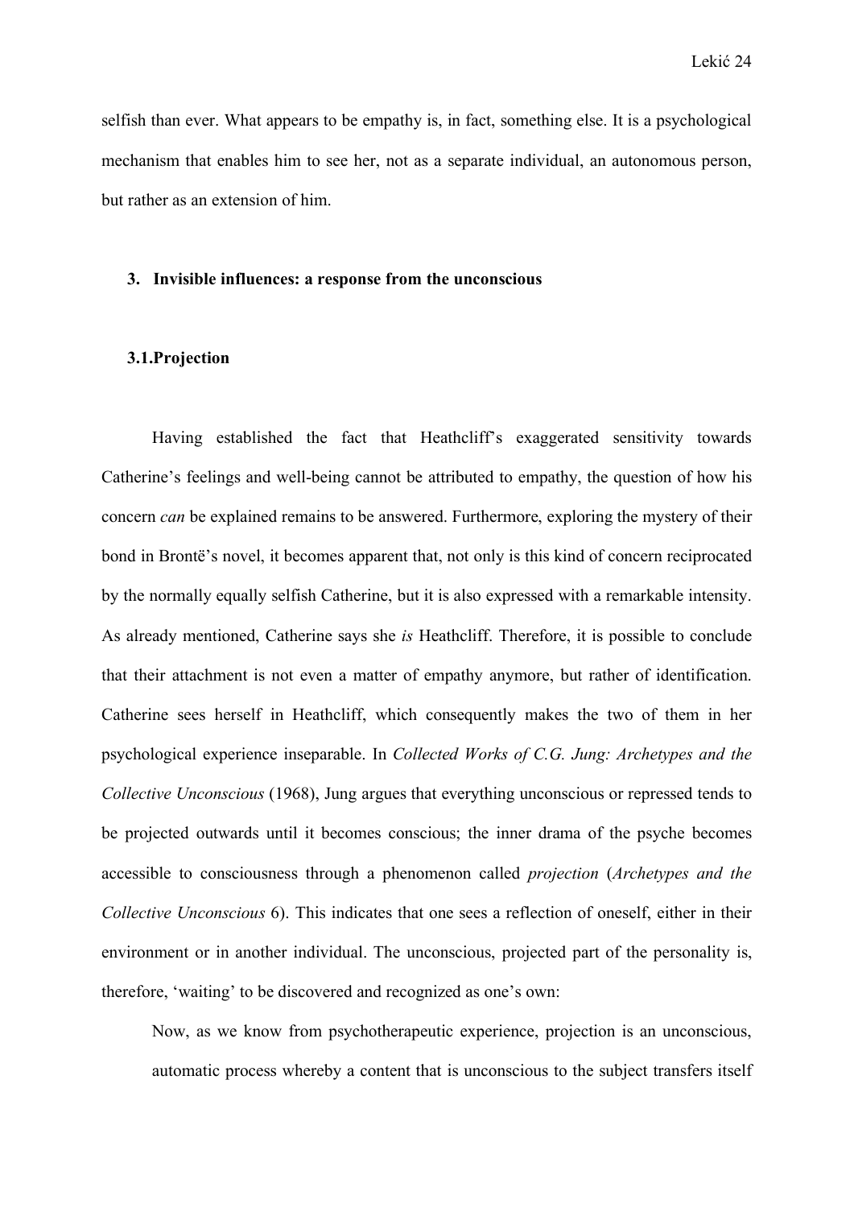selfish than ever. What appears to be empathy is, in fact, something else. It is a psychological mechanism that enables him to see her, not as a separate individual, an autonomous person, but rather as an extension of him.

## 3. Invisible influences: a response from the unconscious

### 3.1. Projection

Having established the fact that Heathcliff's exaggerated sensitivity towards Catherine's feelings and well-being cannot be attributed to empathy, the question of how his concern *can* be explained remains to be answered. Furthermore, exploring the mystery of their bond in Brontë's novel, it becomes apparent that, not only is this kind of concern reciprocated by the normally equally selfish Catherine, but it is also expressed with a remarkable intensity. As already mentioned, Catherine says she *is* Heathcliff. Therefore, it is possible to conclude that their attachment is not even a matter of empathy anymore, but rather of identification. Catherine sees herself in Heathcliff, which consequently makes the two of them in her psychological experience inseparable. In *Collected Works of C.G. Jung: Archetypes and the Collective Unconscious* (1968), Jung argues that everything unconscious or repressed tends to be projected outwards until it becomes conscious; the inner drama of the psyche becomes accessible to consciousness through a phenomenon called *projection* (*Archetypes and the Collective Unconscious* 6). This indicates that one sees a reflection of oneself, either in their environment or in another individual. The unconscious, projected part of the personality is, therefore, 'waiting' to be discovered and recognized as one's own:

> Now, as we know from psychotherapeutic experience, projection is an unconscious, automatic process whereby a content that is unconscious to the subject transfers itself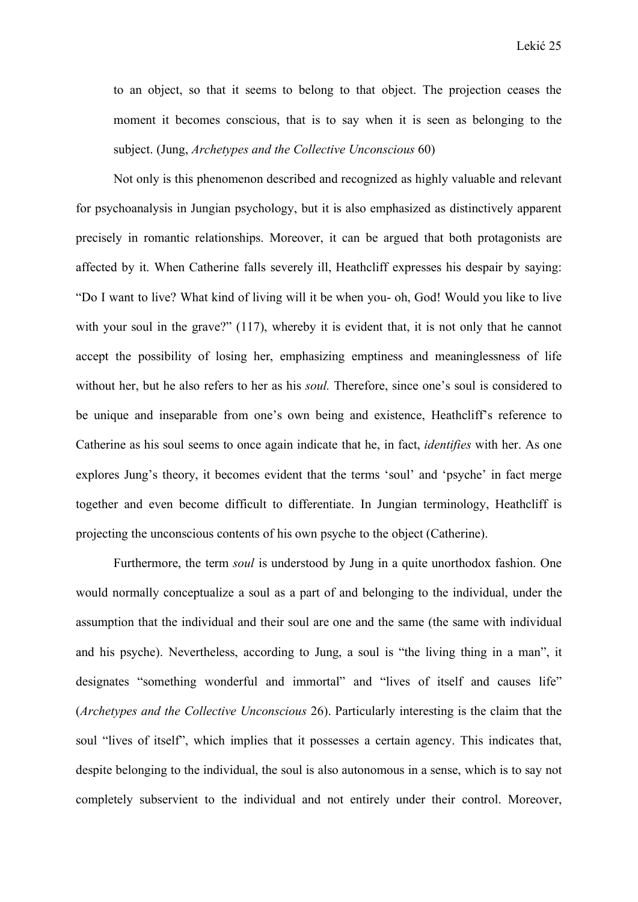> to an object, so that it seems to belong to that object. The projection ceases the moment it becomes conscious, that is to say when it is seen as belonging to the subject. (Jung, *Archetypes and the Collective Unconscious* 60)

Not only is this phenomenon described and recognized as highly valuable and relevant for psychoanalysis in Jungian psychology, but it is also emphasized as distinctively apparent precisely in romantic relationships. Moreover, it can be argued that both protagonists are affected by it. When Catherine falls severely ill, Heathcliff expresses his despair by saying: "Do I want to live? What kind of living will it be when you- oh, God! Would you like to live with your soul in the grave?" (117), whereby it is evident that, it is not only that he cannot accept the possibility of losing her, emphasizing emptiness and meaninglessness of life without her, but he also refers to her as his *soul.* Therefore, since one's soul is considered to be unique and inseparable from one's own being and existence, Heathcliff's reference to Catherine as his soul seems to once again indicate that he, in fact, *identifies* with her. As one explores Jung's theory, it becomes evident that the terms 'soul' and 'psyche' in fact merge together and even become difficult to differentiate. In Jungian terminology, Heathcliff is projecting the unconscious contents of his own psyche to the object (Catherine).

Furthermore, the term *soul* is understood by Jung in a quite unorthodox fashion. One would normally conceptualize a soul as a part of and belonging to the individual, under the assumption that the individual and their soul are one and the same (the same with individual and his psyche). Nevertheless, according to Jung, a soul is "the living thing in a man", it designates "something wonderful and immortal" and "lives of itself and causes life" (*Archetypes and the Collective Unconscious* 26). Particularly interesting is the claim that the soul "lives of itself", which implies that it possesses a certain agency. This indicates that, despite belonging to the individual, the soul is also autonomous in a sense, which is to say not completely subservient to the individual and not entirely under their control. Moreover,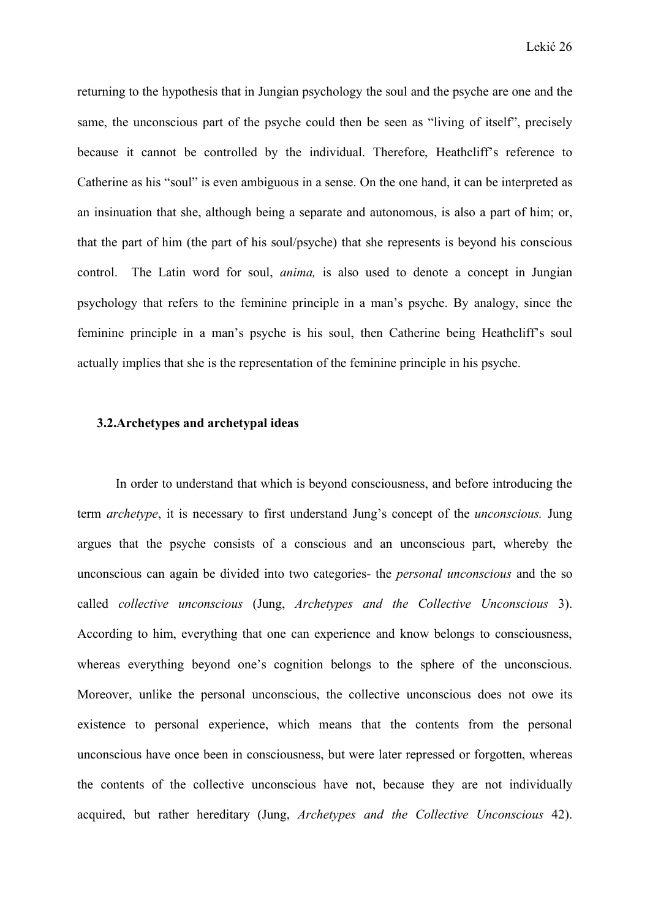returning to the hypothesis that in Jungian psychology the soul and the psyche are one and the same, the unconscious part of the psyche could then be seen as "living of itself", precisely because it cannot be controlled by the individual. Therefore, Heathcliff's reference to Catherine as his "soul" is even ambiguous in a sense. On the one hand, it can be interpreted as an insinuation that she, although being a separate and autonomous, is also a part of him; or, that the part of him (the part of his soul/psyche) that she represents is beyond his conscious control. The Latin word for soul, *anima,* is also used to denote a concept in Jungian psychology that refers to the feminine principle in a man's psyche. By analogy, since the feminine principle in a man's psyche is his soul, then Catherine being Heathcliff's soul actually implies that she is the representation of the feminine principle in his psyche.

### 3.2.Archetypes and archetypal ideas

In order to understand that which is beyond consciousness, and before introducing the term *archetype*, it is necessary to first understand Jung's concept of the *unconscious.* Jung argues that the psyche consists of a conscious and an unconscious part, whereby the unconscious can again be divided into two categories- the *personal unconscious* and the so called *collective unconscious* (Jung, *Archetypes and the Collective Unconscious* 3). According to him, everything that one can experience and know belongs to consciousness, whereas everything beyond one's cognition belongs to the sphere of the unconscious. Moreover, unlike the personal unconscious, the collective unconscious does not owe its existence to personal experience, which means that the contents from the personal unconscious have once been in consciousness, but were later repressed or forgotten, whereas the contents of the collective unconscious have not, because they are not individually acquired, but rather hereditary (Jung, *Archetypes and the Collective Unconscious* 42).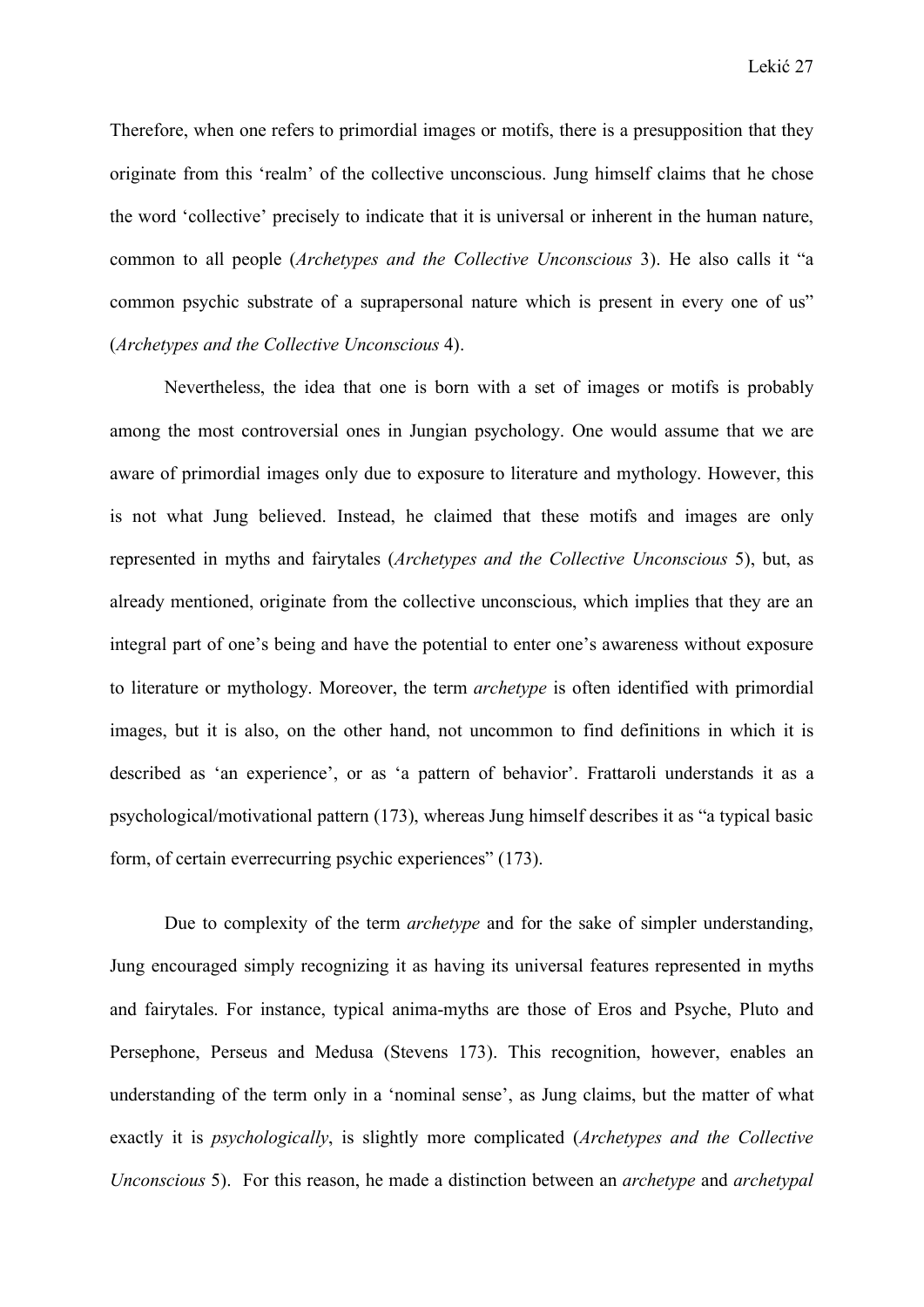Therefore, when one refers to primordial images or motifs, there is a presupposition that they originate from this 'realm' of the collective unconscious. Jung himself claims that he chose the word 'collective' precisely to indicate that it is universal or inherent in the human nature, common to all people (*Archetypes and the Collective Unconscious* 3). He also calls it "a common psychic substrate of a suprapersonal nature which is present in every one of us" (*Archetypes and the Collective Unconscious* 4).

Nevertheless, the idea that one is born with a set of images or motifs is probably among the most controversial ones in Jungian psychology. One would assume that we are aware of primordial images only due to exposure to literature and mythology. However, this is not what Jung believed. Instead, he claimed that these motifs and images are only represented in myths and fairytales (*Archetypes and the Collective Unconscious* 5), but, as already mentioned, originate from the collective unconscious, which implies that they are an integral part of one's being and have the potential to enter one's awareness without exposure to literature or mythology. Moreover, the term *archetype* is often identified with primordial images, but it is also, on the other hand, not uncommon to find definitions in which it is described as 'an experience', or as 'a pattern of behavior'. Frattaroli understands it as a psychological/motivational pattern (173), whereas Jung himself describes it as "a typical basic form, of certain everrecurring psychic experiences" (173).

Due to complexity of the term *archetype* and for the sake of simpler understanding, Jung encouraged simply recognizing it as having its universal features represented in myths and fairytales. For instance, typical anima-myths are those of Eros and Psyche, Pluto and Persephone, Perseus and Medusa (Stevens 173). This recognition, however, enables an understanding of the term only in a 'nominal sense', as Jung claims, but the matter of what exactly it is *psychologically*, is slightly more complicated (*Archetypes and the Collective Unconscious* 5). For this reason, he made a distinction between an *archetype* and *archetypal*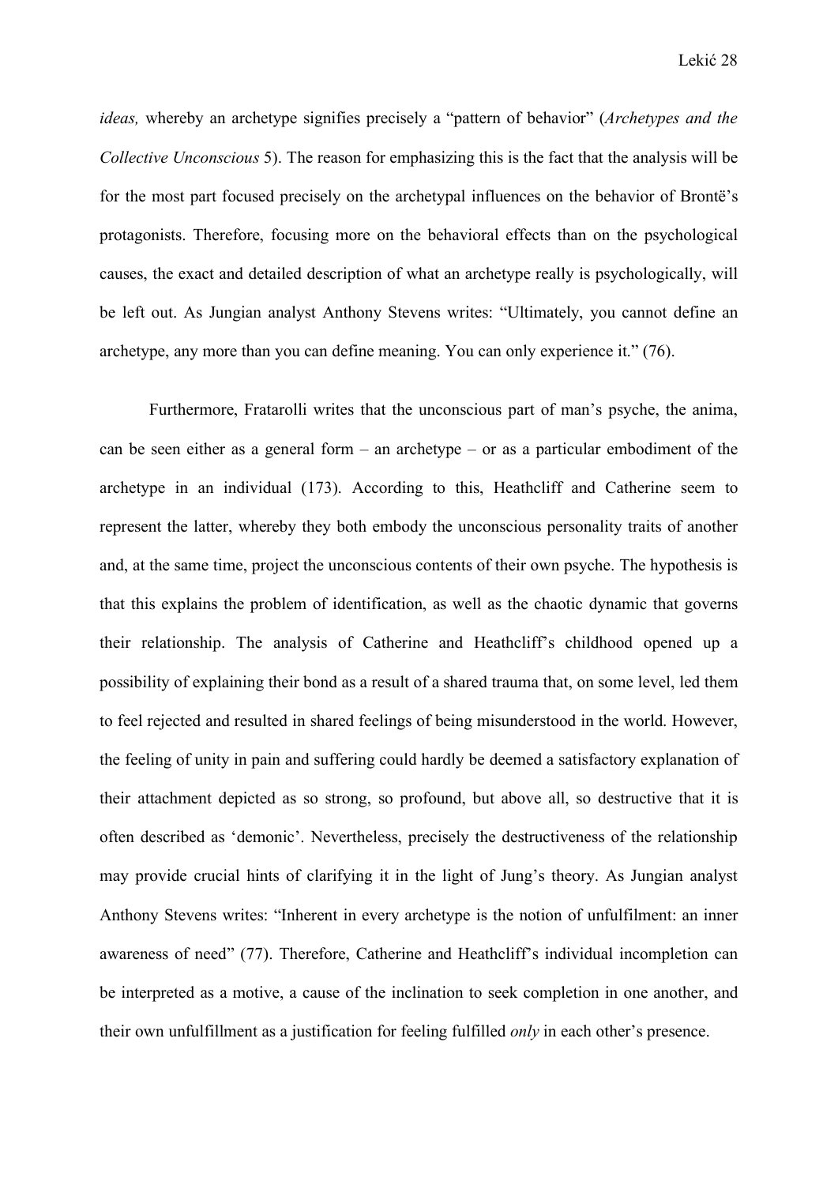*ideas,* whereby an archetype signifies precisely a "pattern of behavior" (*Archetypes and the Collective Unconscious* 5). The reason for emphasizing this is the fact that the analysis will be for the most part focused precisely on the archetypal influences on the behavior of Brontë's protagonists. Therefore, focusing more on the behavioral effects than on the psychological causes, the exact and detailed description of what an archetype really is psychologically, will be left out. As Jungian analyst Anthony Stevens writes: "Ultimately, you cannot define an archetype, any more than you can define meaning. You can only experience it." (76).

Furthermore, Fratarolli writes that the unconscious part of man's psyche, the anima, can be seen either as a general form – an archetype – or as a particular embodiment of the archetype in an individual (173). According to this, Heathcliff and Catherine seem to represent the latter, whereby they both embody the unconscious personality traits of another and, at the same time, project the unconscious contents of their own psyche. The hypothesis is that this explains the problem of identification, as well as the chaotic dynamic that governs their relationship. The analysis of Catherine and Heathcliff's childhood opened up a possibility of explaining their bond as a result of a shared trauma that, on some level, led them to feel rejected and resulted in shared feelings of being misunderstood in the world. However, the feeling of unity in pain and suffering could hardly be deemed a satisfactory explanation of their attachment depicted as so strong, so profound, but above all, so destructive that it is often described as 'demonic'. Nevertheless, precisely the destructiveness of the relationship may provide crucial hints of clarifying it in the light of Jung's theory. As Jungian analyst Anthony Stevens writes: "Inherent in every archetype is the notion of unfulfilment: an inner awareness of need" (77). Therefore, Catherine and Heathcliff's individual incompletion can be interpreted as a motive, a cause of the inclination to seek completion in one another, and their own unfulfillment as a justification for feeling fulfilled *only* in each other's presence.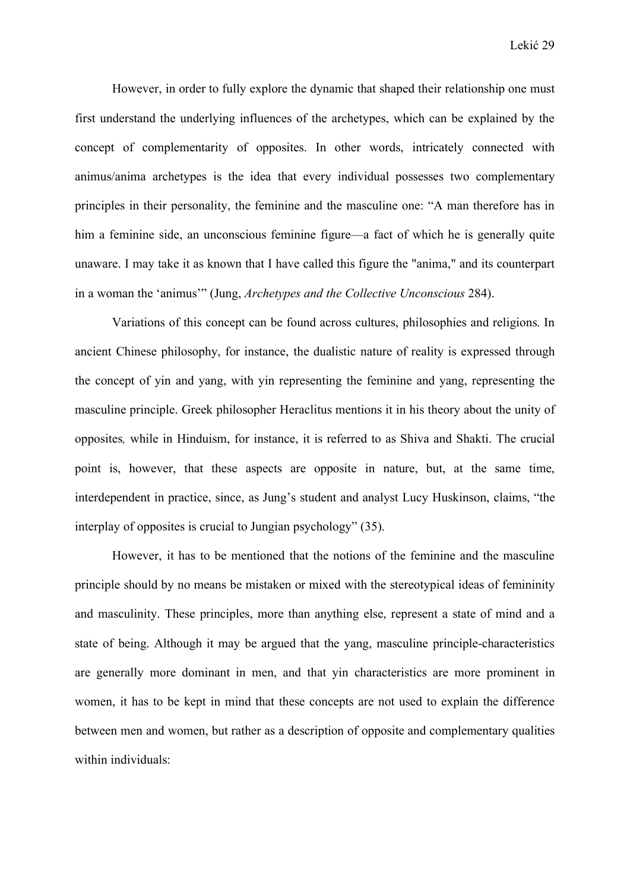However, in order to fully explore the dynamic that shaped their relationship one must first understand the underlying influences of the archetypes, which can be explained by the concept of complementarity of opposites. In other words, intricately connected with animus/anima archetypes is the idea that every individual possesses two complementary principles in their personality, the feminine and the masculine one: "A man therefore has in him a feminine side, an unconscious feminine figure—a fact of which he is generally quite unaware. I may take it as known that I have called this figure the "anima," and its counterpart in a woman the 'animus'" (Jung, *Archetypes and the Collective Unconscious* 284).

Variations of this concept can be found across cultures, philosophies and religions. In ancient Chinese philosophy, for instance, the dualistic nature of reality is expressed through the concept of yin and yang, with yin representing the feminine and yang, representing the masculine principle. Greek philosopher Heraclitus mentions it in his theory about the unity of opposites*,* while in Hinduism, for instance, it is referred to as Shiva and Shakti. The crucial point is, however, that these aspects are opposite in nature, but, at the same time, interdependent in practice, since, as Jung's student and analyst Lucy Huskinson, claims, "the interplay of opposites is crucial to Jungian psychology" (35).

However, it has to be mentioned that the notions of the feminine and the masculine principle should by no means be mistaken or mixed with the stereotypical ideas of femininity and masculinity. These principles, more than anything else, represent a state of mind and a state of being. Although it may be argued that the yang, masculine principle-characteristics are generally more dominant in men, and that yin characteristics are more prominent in women, it has to be kept in mind that these concepts are not used to explain the difference between men and women, but rather as a description of opposite and complementary qualities within individuals: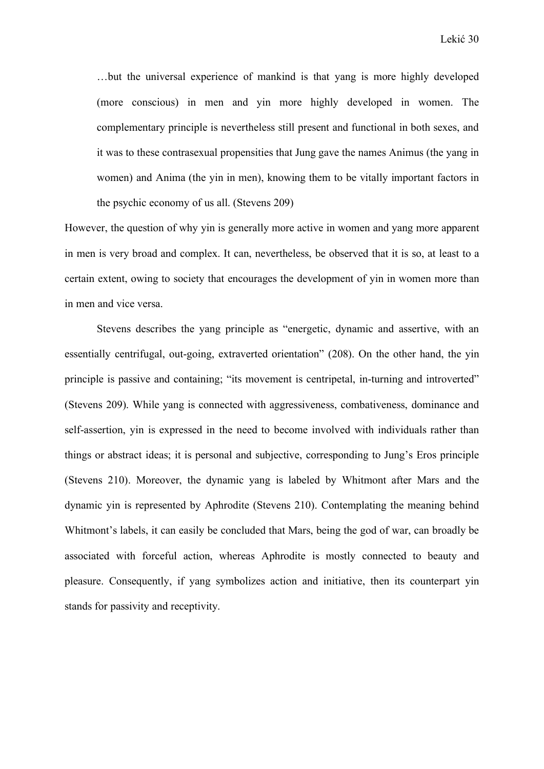> …but the universal experience of mankind is that yang is more highly developed (more conscious) in men and yin more highly developed in women. The complementary principle is nevertheless still present and functional in both sexes, and it was to these contrasexual propensities that Jung gave the names Animus (the yang in women) and Anima (the yin in men), knowing them to be vitally important factors in the psychic economy of us all. (Stevens 209)

However, the question of why yin is generally more active in women and yang more apparent in men is very broad and complex. It can, nevertheless, be observed that it is so, at least to a certain extent, owing to society that encourages the development of yin in women more than in men and vice versa.

Stevens describes the yang principle as "energetic, dynamic and assertive, with an essentially centrifugal, out-going, extraverted orientation" (208). On the other hand, the yin principle is passive and containing; "its movement is centripetal, in-turning and introverted" (Stevens 209). While yang is connected with aggressiveness, combativeness, dominance and self-assertion, yin is expressed in the need to become involved with individuals rather than things or abstract ideas; it is personal and subjective, corresponding to Jung's Eros principle (Stevens 210). Moreover, the dynamic yang is labeled by Whitmont after Mars and the dynamic yin is represented by Aphrodite (Stevens 210). Contemplating the meaning behind Whitmont's labels, it can easily be concluded that Mars, being the god of war, can broadly be associated with forceful action, whereas Aphrodite is mostly connected to beauty and pleasure. Consequently, if yang symbolizes action and initiative, then its counterpart yin stands for passivity and receptivity.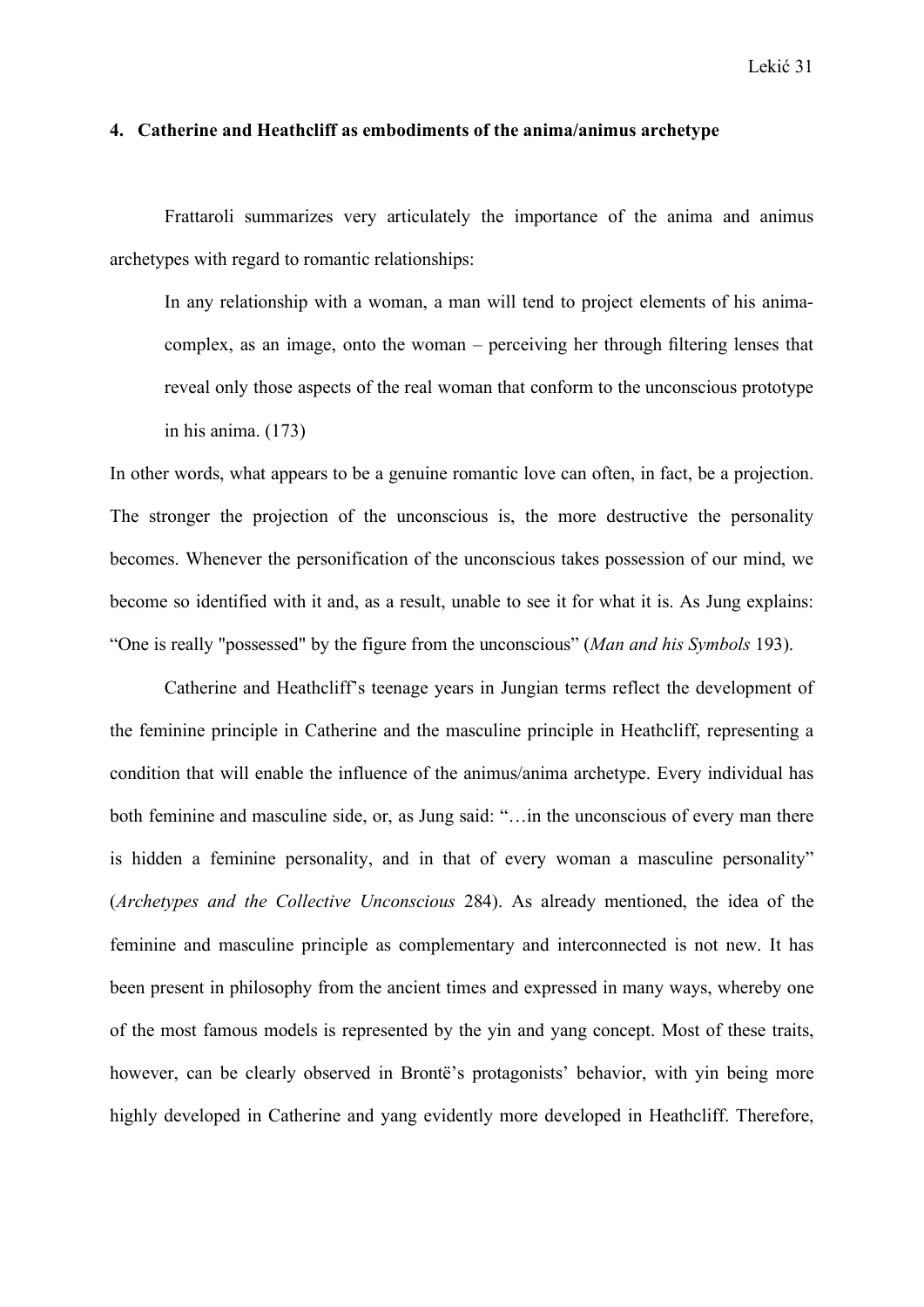## 4. Catherine and Heathcliff as embodiments of the anima/animus archetype

Frattaroli summarizes very articulately the importance of the anima and animus archetypes with regard to romantic relationships:

> In any relationship with a woman, a man will tend to project elements of his anima-complex, as an image, onto the woman – perceiving her through filtering lenses that reveal only those aspects of the real woman that conform to the unconscious prototype in his anima. (173)

In other words, what appears to be a genuine romantic love can often, in fact, be a projection. The stronger the projection of the unconscious is, the more destructive the personality becomes. Whenever the personification of the unconscious takes possession of our mind, we become so identified with it and, as a result, unable to see it for what it is. As Jung explains: "One is really "possessed" by the figure from the unconscious" (*Man and his Symbols* 193).

Catherine and Heathcliff's teenage years in Jungian terms reflect the development of the feminine principle in Catherine and the masculine principle in Heathcliff, representing a condition that will enable the influence of the animus/anima archetype. Every individual has both feminine and masculine side, or, as Jung said: "…in the unconscious of every man there is hidden a feminine personality, and in that of every woman a masculine personality" (*Archetypes and the Collective Unconscious* 284). As already mentioned, the idea of the feminine and masculine principle as complementary and interconnected is not new. It has been present in philosophy from the ancient times and expressed in many ways, whereby one of the most famous models is represented by the yin and yang concept. Most of these traits, however, can be clearly observed in Brontë's protagonists' behavior, with yin being more highly developed in Catherine and yang evidently more developed in Heathcliff. Therefore,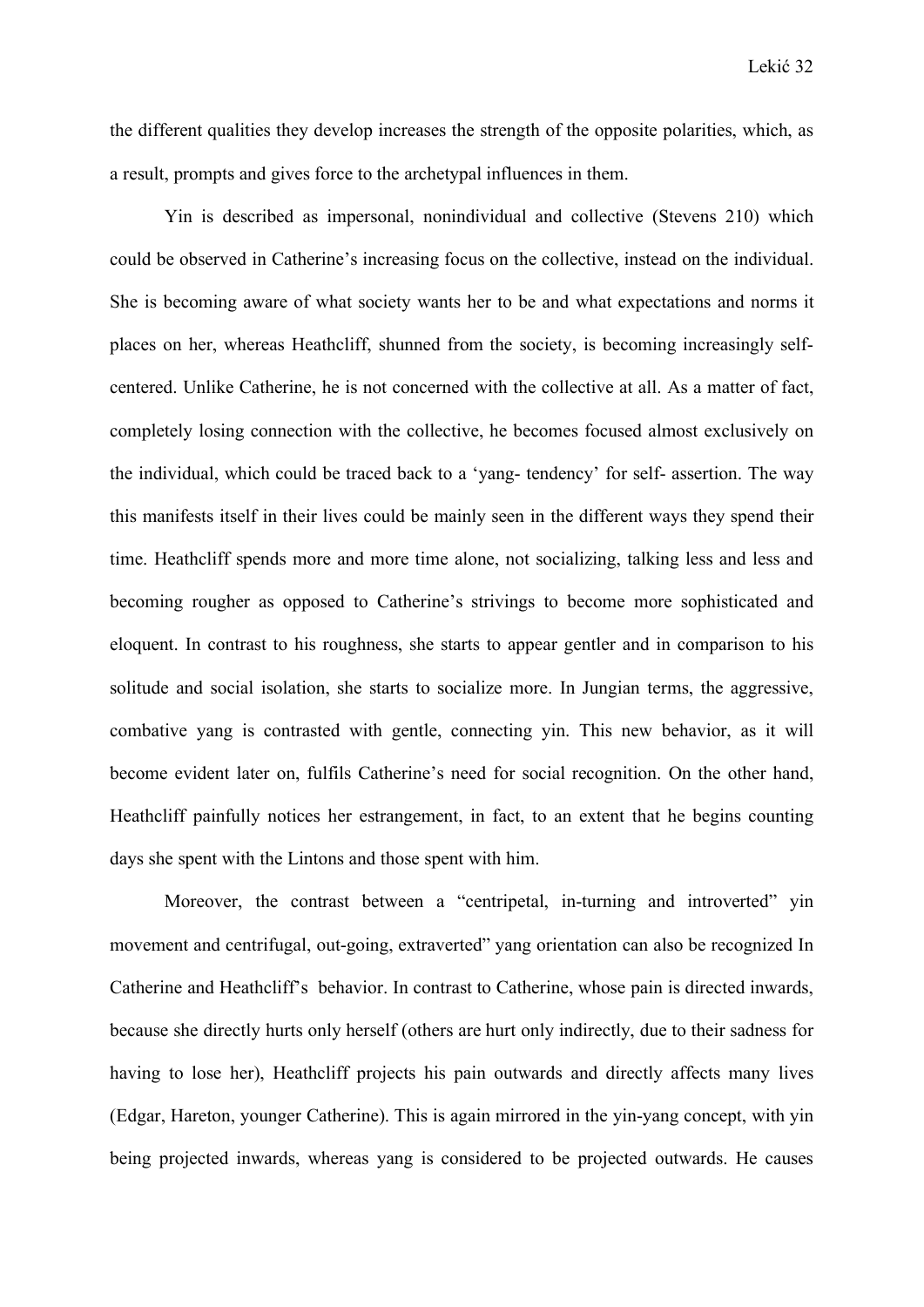the different qualities they develop increases the strength of the opposite polarities, which, as a result, prompts and gives force to the archetypal influences in them.

Yin is described as impersonal, nonindividual and collective (Stevens 210) which could be observed in Catherine's increasing focus on the collective, instead on the individual. She is becoming aware of what society wants her to be and what expectations and norms it places on her, whereas Heathcliff, shunned from the society, is becoming increasingly self-centered. Unlike Catherine, he is not concerned with the collective at all. As a matter of fact, completely losing connection with the collective, he becomes focused almost exclusively on the individual, which could be traced back to a 'yang- tendency' for self- assertion. The way this manifests itself in their lives could be mainly seen in the different ways they spend their time. Heathcliff spends more and more time alone, not socializing, talking less and less and becoming rougher as opposed to Catherine's strivings to become more sophisticated and eloquent. In contrast to his roughness, she starts to appear gentler and in comparison to his solitude and social isolation, she starts to socialize more. In Jungian terms, the aggressive, combative yang is contrasted with gentle, connecting yin. This new behavior, as it will become evident later on, fulfils Catherine's need for social recognition. On the other hand, Heathcliff painfully notices her estrangement, in fact, to an extent that he begins counting days she spent with the Lintons and those spent with him.

Moreover, the contrast between a "centripetal, in-turning and introverted" yin movement and centrifugal, out-going, extraverted" yang orientation can also be recognized In Catherine and Heathcliff's behavior. In contrast to Catherine, whose pain is directed inwards, because she directly hurts only herself (others are hurt only indirectly, due to their sadness for having to lose her), Heathcliff projects his pain outwards and directly affects many lives (Edgar, Hareton, younger Catherine). This is again mirrored in the yin-yang concept, with yin being projected inwards, whereas yang is considered to be projected outwards. He causes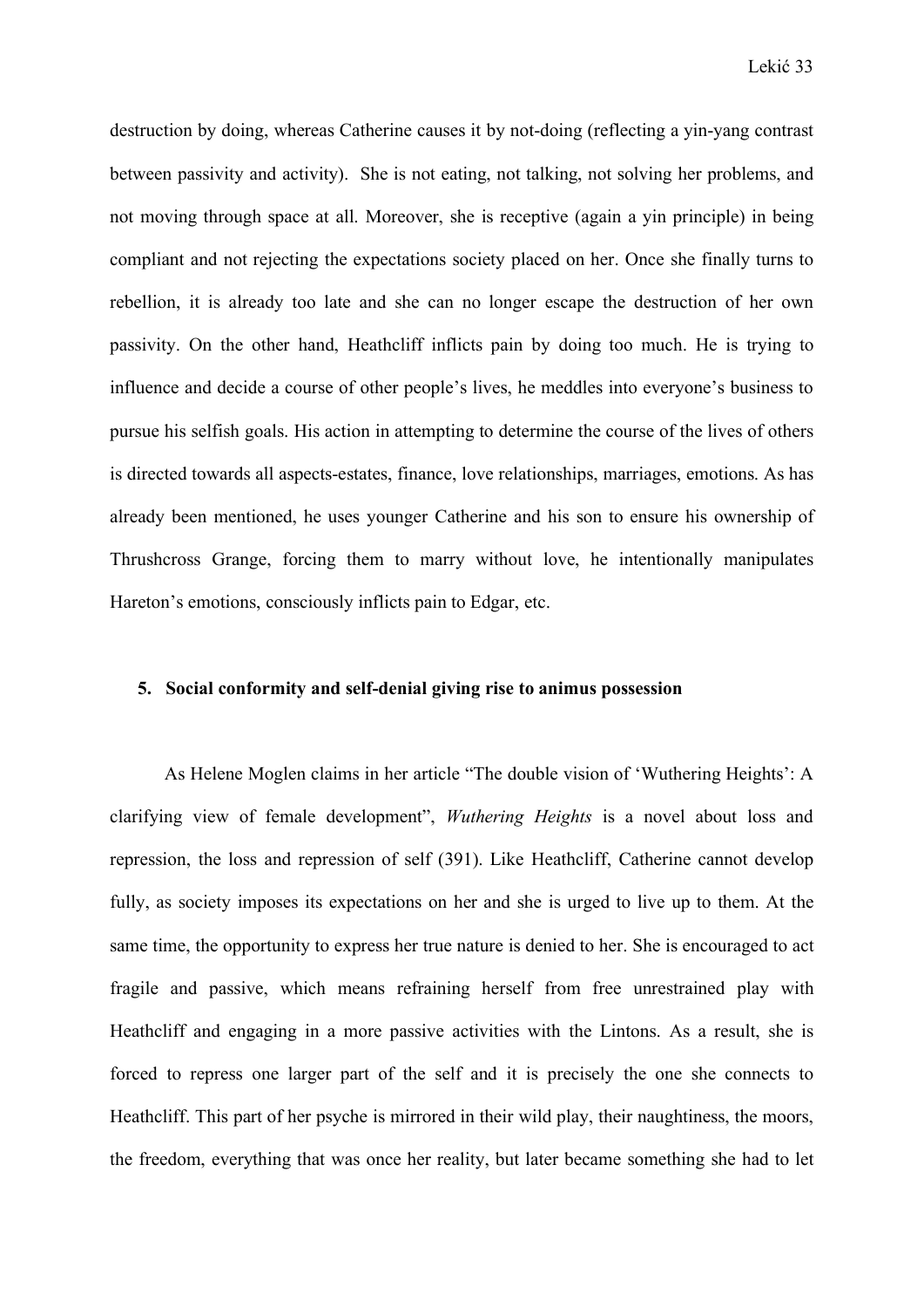destruction by doing, whereas Catherine causes it by not-doing (reflecting a yin-yang contrast between passivity and activity). She is not eating, not talking, not solving her problems, and not moving through space at all. Moreover, she is receptive (again a yin principle) in being compliant and not rejecting the expectations society placed on her. Once she finally turns to rebellion, it is already too late and she can no longer escape the destruction of her own passivity. On the other hand, Heathcliff inflicts pain by doing too much. He is trying to influence and decide a course of other people's lives, he meddles into everyone's business to pursue his selfish goals. His action in attempting to determine the course of the lives of others is directed towards all aspects-estates, finance, love relationships, marriages, emotions. As has already been mentioned, he uses younger Catherine and his son to ensure his ownership of Thrushcross Grange, forcing them to marry without love, he intentionally manipulates Hareton's emotions, consciously inflicts pain to Edgar, etc.

## 5. Social conformity and self-denial giving rise to animus possession

As Helene Moglen claims in her article "The double vision of 'Wuthering Heights': A clarifying view of female development", *Wuthering Heights* is a novel about loss and repression, the loss and repression of self (391). Like Heathcliff, Catherine cannot develop fully, as society imposes its expectations on her and she is urged to live up to them. At the same time, the opportunity to express her true nature is denied to her. She is encouraged to act fragile and passive, which means refraining herself from free unrestrained play with Heathcliff and engaging in a more passive activities with the Lintons. As a result, she is forced to repress one larger part of the self and it is precisely the one she connects to Heathcliff. This part of her psyche is mirrored in their wild play, their naughtiness, the moors, the freedom, everything that was once her reality, but later became something she had to let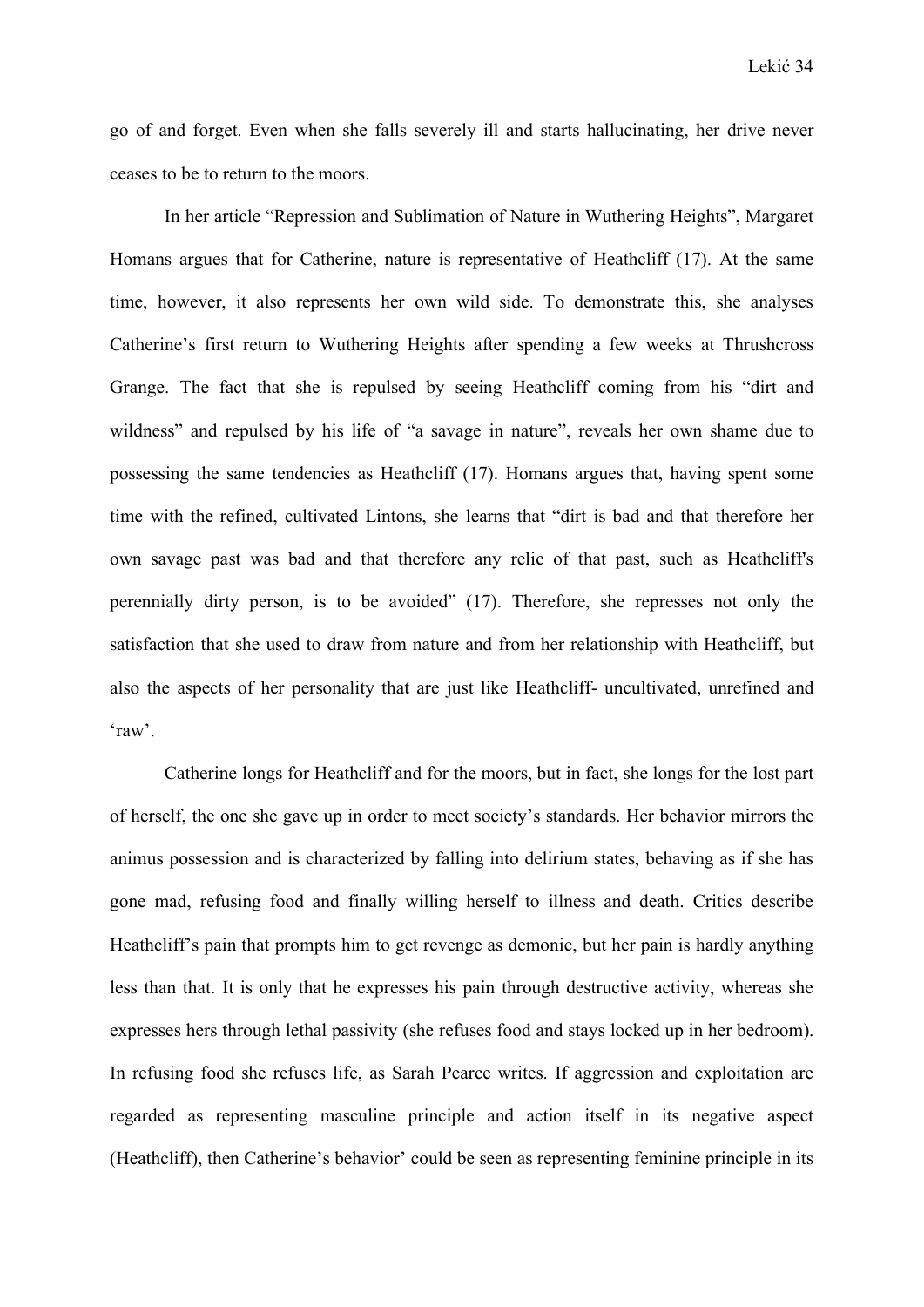go of and forget. Even when she falls severely ill and starts hallucinating, her drive never ceases to be to return to the moors.

In her article "Repression and Sublimation of Nature in Wuthering Heights", Margaret Homans argues that for Catherine, nature is representative of Heathcliff (17). At the same time, however, it also represents her own wild side. To demonstrate this, she analyses Catherine's first return to Wuthering Heights after spending a few weeks at Thrushcross Grange. The fact that she is repulsed by seeing Heathcliff coming from his "dirt and wildness" and repulsed by his life of "a savage in nature", reveals her own shame due to possessing the same tendencies as Heathcliff (17). Homans argues that, having spent some time with the refined, cultivated Lintons, she learns that "dirt is bad and that therefore her own savage past was bad and that therefore any relic of that past, such as Heathcliff's perennially dirty person, is to be avoided" (17). Therefore, she represses not only the satisfaction that she used to draw from nature and from her relationship with Heathcliff, but also the aspects of her personality that are just like Heathcliff- uncultivated, unrefined and 'raw'.

Catherine longs for Heathcliff and for the moors, but in fact, she longs for the lost part of herself, the one she gave up in order to meet society's standards. Her behavior mirrors the animus possession and is characterized by falling into delirium states, behaving as if she has gone mad, refusing food and finally willing herself to illness and death. Critics describe Heathcliff's pain that prompts him to get revenge as demonic, but her pain is hardly anything less than that. It is only that he expresses his pain through destructive activity, whereas she expresses hers through lethal passivity (she refuses food and stays locked up in her bedroom). In refusing food she refuses life, as Sarah Pearce writes. If aggression and exploitation are regarded as representing masculine principle and action itself in its negative aspect (Heathcliff), then Catherine's behavior' could be seen as representing feminine principle in its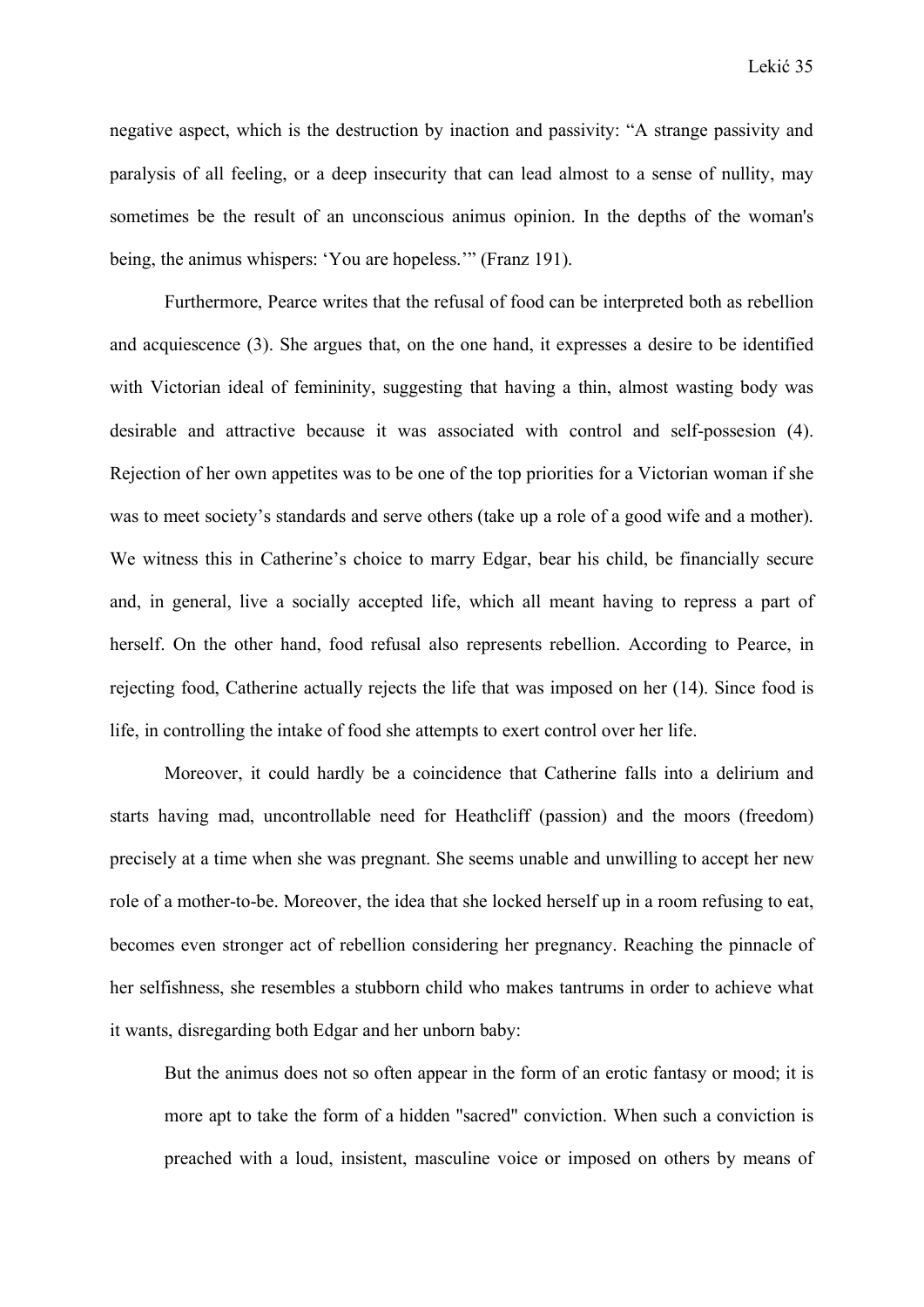negative aspect, which is the destruction by inaction and passivity: "A strange passivity and paralysis of all feeling, or a deep insecurity that can lead almost to a sense of nullity, may sometimes be the result of an unconscious animus opinion. In the depths of the woman's being, the animus whispers: 'You are hopeless.'" (Franz 191).

Furthermore, Pearce writes that the refusal of food can be interpreted both as rebellion and acquiescence (3). She argues that, on the one hand, it expresses a desire to be identified with Victorian ideal of femininity, suggesting that having a thin, almost wasting body was desirable and attractive because it was associated with control and self-possesion (4). Rejection of her own appetites was to be one of the top priorities for a Victorian woman if she was to meet society's standards and serve others (take up a role of a good wife and a mother). We witness this in Catherine's choice to marry Edgar, bear his child, be financially secure and, in general, live a socially accepted life, which all meant having to repress a part of herself. On the other hand, food refusal also represents rebellion. According to Pearce, in rejecting food, Catherine actually rejects the life that was imposed on her (14). Since food is life, in controlling the intake of food she attempts to exert control over her life.

Moreover, it could hardly be a coincidence that Catherine falls into a delirium and starts having mad, uncontrollable need for Heathcliff (passion) and the moors (freedom) precisely at a time when she was pregnant. She seems unable and unwilling to accept her new role of a mother-to-be. Moreover, the idea that she locked herself up in a room refusing to eat, becomes even stronger act of rebellion considering her pregnancy. Reaching the pinnacle of her selfishness, she resembles a stubborn child who makes tantrums in order to achieve what it wants, disregarding both Edgar and her unborn baby:

> But the animus does not so often appear in the form of an erotic fantasy or mood; it is more apt to take the form of a hidden "sacred" conviction. When such a conviction is preached with a loud, insistent, masculine voice or imposed on others by means of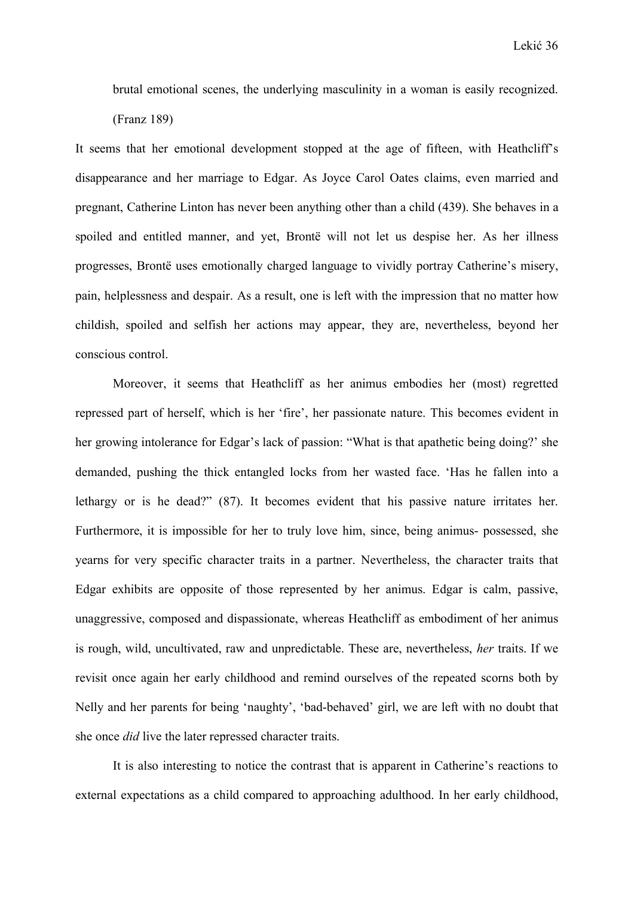> brutal emotional scenes, the underlying masculinity in a woman is easily recognized. (Franz 189)

It seems that her emotional development stopped at the age of fifteen, with Heathcliff's disappearance and her marriage to Edgar. As Joyce Carol Oates claims, even married and pregnant, Catherine Linton has never been anything other than a child (439). She behaves in a spoiled and entitled manner, and yet, Brontë will not let us despise her. As her illness progresses, Brontë uses emotionally charged language to vividly portray Catherine's misery, pain, helplessness and despair. As a result, one is left with the impression that no matter how childish, spoiled and selfish her actions may appear, they are, nevertheless, beyond her conscious control.

Moreover, it seems that Heathcliff as her animus embodies her (most) regretted repressed part of herself, which is her 'fire', her passionate nature. This becomes evident in her growing intolerance for Edgar's lack of passion: "What is that apathetic being doing?' she demanded, pushing the thick entangled locks from her wasted face. 'Has he fallen into a lethargy or is he dead?" (87). It becomes evident that his passive nature irritates her. Furthermore, it is impossible for her to truly love him, since, being animus- possessed, she yearns for very specific character traits in a partner. Nevertheless, the character traits that Edgar exhibits are opposite of those represented by her animus. Edgar is calm, passive, unaggressive, composed and dispassionate, whereas Heathcliff as embodiment of her animus is rough, wild, uncultivated, raw and unpredictable. These are, nevertheless, *her* traits. If we revisit once again her early childhood and remind ourselves of the repeated scorns both by Nelly and her parents for being 'naughty', 'bad-behaved' girl, we are left with no doubt that she once *did* live the later repressed character traits.

It is also interesting to notice the contrast that is apparent in Catherine's reactions to external expectations as a child compared to approaching adulthood. In her early childhood,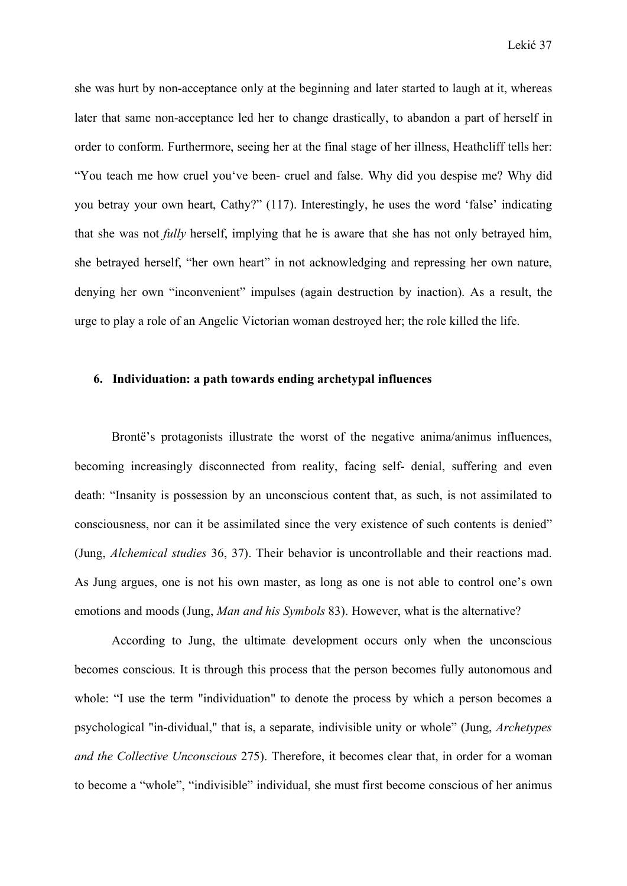she was hurt by non-acceptance only at the beginning and later started to laugh at it, whereas later that same non-acceptance led her to change drastically, to abandon a part of herself in order to conform. Furthermore, seeing her at the final stage of her illness, Heathcliff tells her: "You teach me how cruel you've been- cruel and false. Why did you despise me? Why did you betray your own heart, Cathy?" (117). Interestingly, he uses the word 'false' indicating that she was not *fully* herself, implying that he is aware that she has not only betrayed him, she betrayed herself, "her own heart" in not acknowledging and repressing her own nature, denying her own "inconvenient" impulses (again destruction by inaction). As a result, the urge to play a role of an Angelic Victorian woman destroyed her; the role killed the life.

## 6. Individuation: a path towards ending archetypal influences

Brontë's protagonists illustrate the worst of the negative anima/animus influences, becoming increasingly disconnected from reality, facing self- denial, suffering and even death: "Insanity is possession by an unconscious content that, as such, is not assimilated to consciousness, nor can it be assimilated since the very existence of such contents is denied" (Jung, *Alchemical studies* 36, 37). Their behavior is uncontrollable and their reactions mad. As Jung argues, one is not his own master, as long as one is not able to control one's own emotions and moods (Jung, *Man and his Symbols* 83). However, what is the alternative?

According to Jung, the ultimate development occurs only when the unconscious becomes conscious. It is through this process that the person becomes fully autonomous and whole: "I use the term "individuation" to denote the process by which a person becomes a psychological "in-dividual," that is, a separate, indivisible unity or whole" (Jung, *Archetypes and the Collective Unconscious* 275). Therefore, it becomes clear that, in order for a woman to become a "whole", "indivisible" individual, she must first become conscious of her animus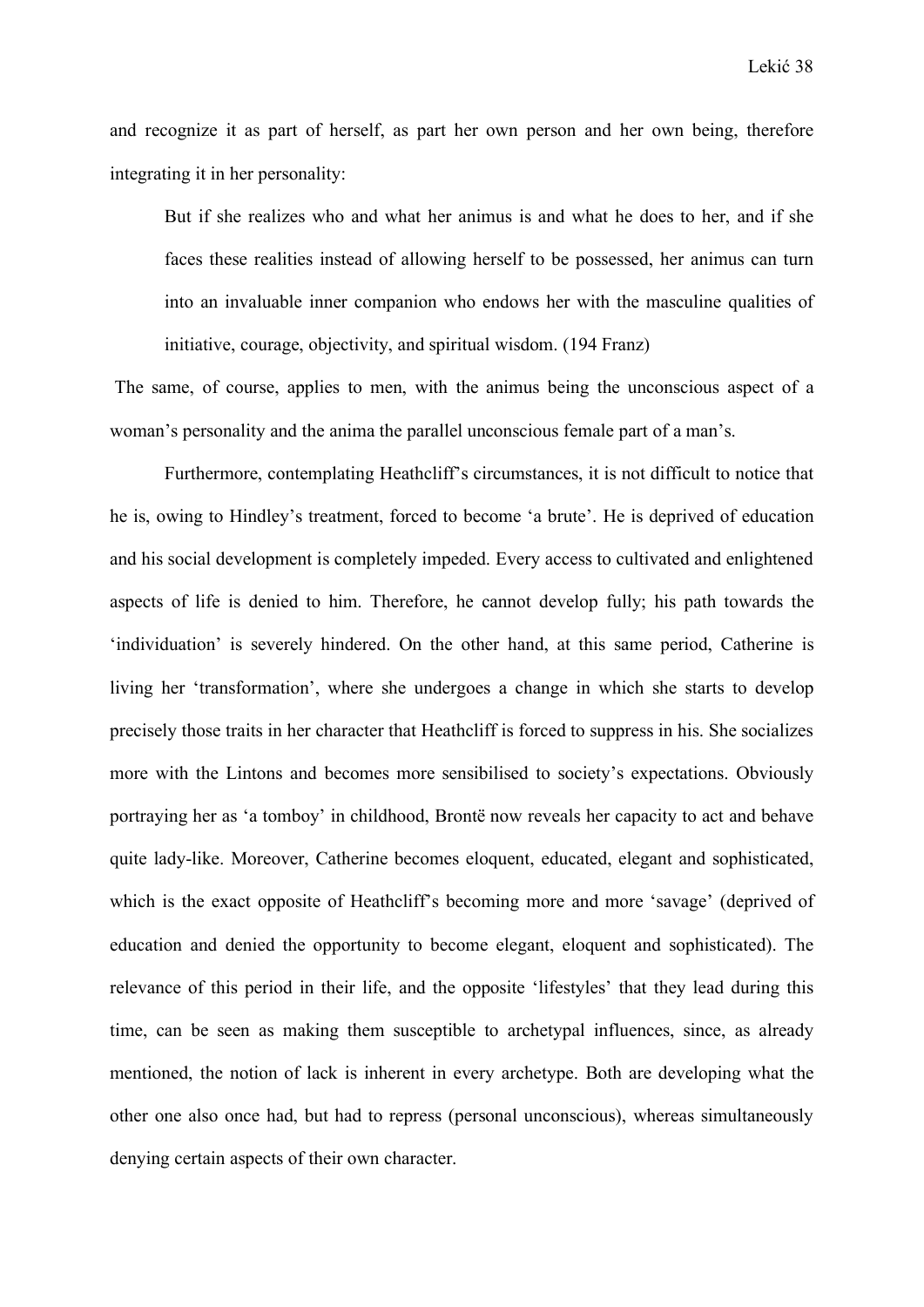and recognize it as part of herself, as part her own person and her own being, therefore integrating it in her personality:

> But if she realizes who and what her animus is and what he does to her, and if she faces these realities instead of allowing herself to be possessed, her animus can turn into an invaluable inner companion who endows her with the masculine qualities of initiative, courage, objectivity, and spiritual wisdom. (194 Franz)

The same, of course, applies to men, with the animus being the unconscious aspect of a woman's personality and the anima the parallel unconscious female part of a man's.

Furthermore, contemplating Heathcliff's circumstances, it is not difficult to notice that he is, owing to Hindley's treatment, forced to become 'a brute'. He is deprived of education and his social development is completely impeded. Every access to cultivated and enlightened aspects of life is denied to him. Therefore, he cannot develop fully; his path towards the 'individuation' is severely hindered. On the other hand, at this same period, Catherine is living her 'transformation', where she undergoes a change in which she starts to develop precisely those traits in her character that Heathcliff is forced to suppress in his. She socializes more with the Lintons and becomes more sensibilised to society's expectations. Obviously portraying her as 'a tomboy' in childhood, Brontë now reveals her capacity to act and behave quite lady-like. Moreover, Catherine becomes eloquent, educated, elegant and sophisticated, which is the exact opposite of Heathcliff's becoming more and more 'savage' (deprived of education and denied the opportunity to become elegant, eloquent and sophisticated). The relevance of this period in their life, and the opposite 'lifestyles' that they lead during this time, can be seen as making them susceptible to archetypal influences, since, as already mentioned, the notion of lack is inherent in every archetype. Both are developing what the other one also once had, but had to repress (personal unconscious), whereas simultaneously denying certain aspects of their own character.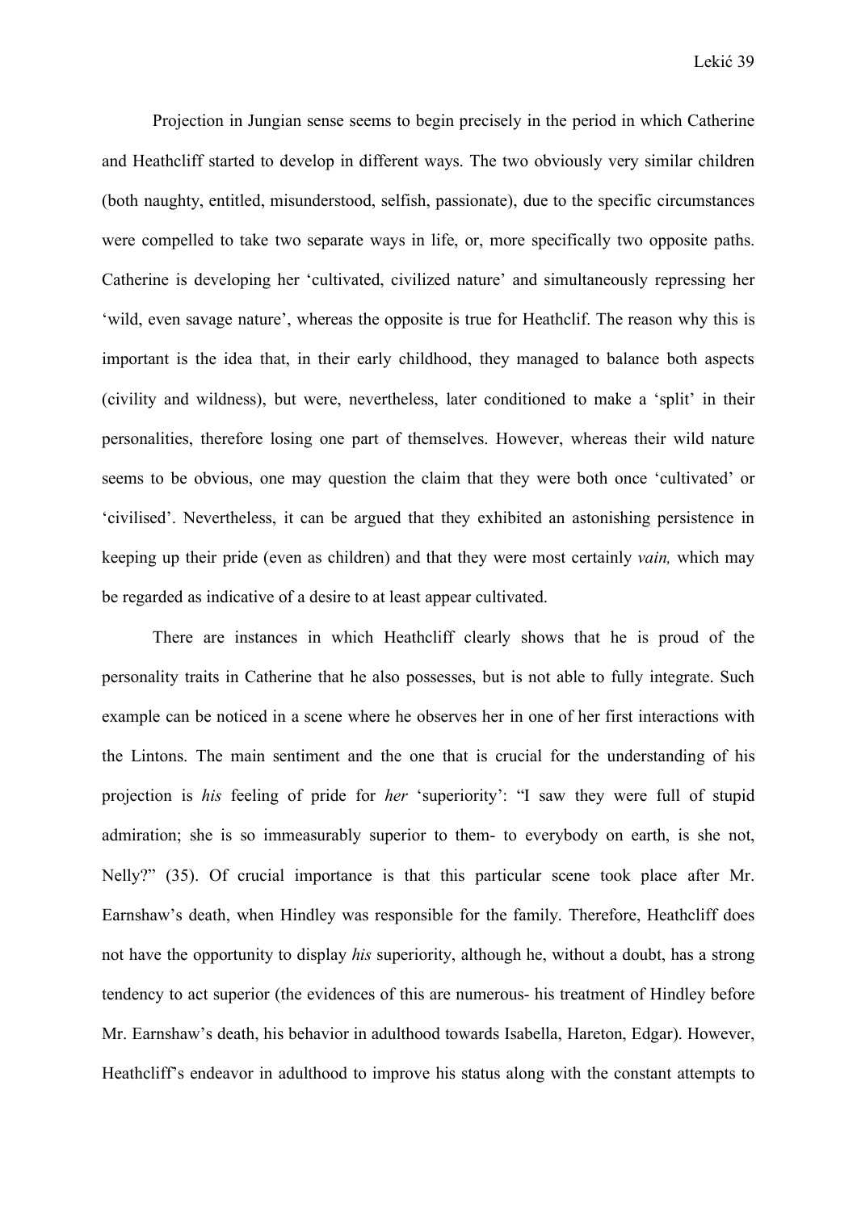Projection in Jungian sense seems to begin precisely in the period in which Catherine and Heathcliff started to develop in different ways. The two obviously very similar children (both naughty, entitled, misunderstood, selfish, passionate), due to the specific circumstances were compelled to take two separate ways in life, or, more specifically two opposite paths. Catherine is developing her 'cultivated, civilized nature' and simultaneously repressing her 'wild, even savage nature', whereas the opposite is true for Heathclif. The reason why this is important is the idea that, in their early childhood, they managed to balance both aspects (civility and wildness), but were, nevertheless, later conditioned to make a 'split' in their personalities, therefore losing one part of themselves. However, whereas their wild nature seems to be obvious, one may question the claim that they were both once 'cultivated' or 'civilised'. Nevertheless, it can be argued that they exhibited an astonishing persistence in keeping up their pride (even as children) and that they were most certainly *vain,* which may be regarded as indicative of a desire to at least appear cultivated.

There are instances in which Heathcliff clearly shows that he is proud of the personality traits in Catherine that he also possesses, but is not able to fully integrate. Such example can be noticed in a scene where he observes her in one of her first interactions with the Lintons. The main sentiment and the one that is crucial for the understanding of his projection is *his* feeling of pride for *her* 'superiority': "I saw they were full of stupid admiration; she is so immeasurably superior to them- to everybody on earth, is she not, Nelly?" (35). Of crucial importance is that this particular scene took place after Mr. Earnshaw's death, when Hindley was responsible for the family. Therefore, Heathcliff does not have the opportunity to display *his* superiority, although he, without a doubt, has a strong tendency to act superior (the evidences of this are numerous- his treatment of Hindley before Mr. Earnshaw's death, his behavior in adulthood towards Isabella, Hareton, Edgar). However, Heathcliff's endeavor in adulthood to improve his status along with the constant attempts to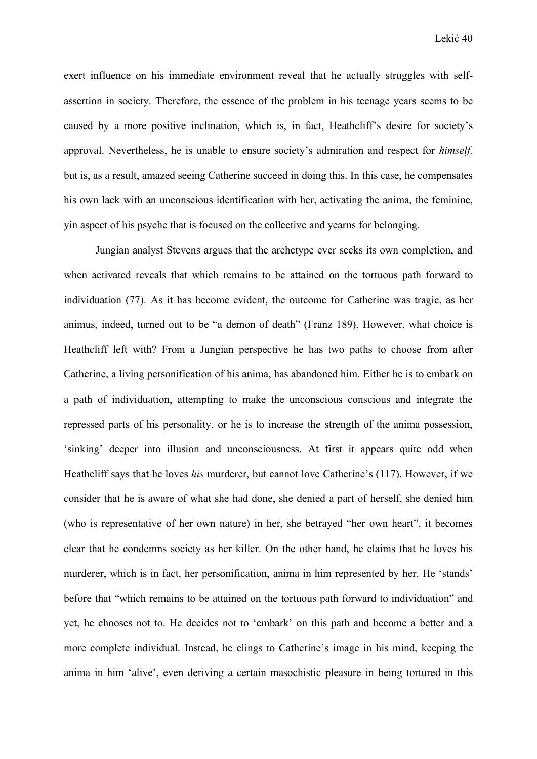exert influence on his immediate environment reveal that he actually struggles with self-assertion in society. Therefore, the essence of the problem in his teenage years seems to be caused by a more positive inclination, which is, in fact, Heathcliff's desire for society's approval. Nevertheless, he is unable to ensure society's admiration and respect for *himself,* but is, as a result, amazed seeing Catherine succeed in doing this. In this case, he compensates his own lack with an unconscious identification with her, activating the anima, the feminine, yin aspect of his psyche that is focused on the collective and yearns for belonging.

Jungian analyst Stevens argues that the archetype ever seeks its own completion, and when activated reveals that which remains to be attained on the tortuous path forward to individuation (77). As it has become evident, the outcome for Catherine was tragic, as her animus, indeed, turned out to be "a demon of death" (Franz 189). However, what choice is Heathcliff left with? From a Jungian perspective he has two paths to choose from after Catherine, a living personification of his anima, has abandoned him. Either he is to embark on a path of individuation, attempting to make the unconscious conscious and integrate the repressed parts of his personality, or he is to increase the strength of the anima possession, 'sinking' deeper into illusion and unconsciousness. At first it appears quite odd when Heathcliff says that he loves *his* murderer, but cannot love Catherine's (117). However, if we consider that he is aware of what she had done, she denied a part of herself, she denied him (who is representative of her own nature) in her, she betrayed "her own heart", it becomes clear that he condemns society as her killer. On the other hand, he claims that he loves his murderer, which is in fact, her personification, anima in him represented by her. He 'stands' before that "which remains to be attained on the tortuous path forward to individuation" and yet, he chooses not to. He decides not to 'embark' on this path and become a better and a more complete individual. Instead, he clings to Catherine's image in his mind, keeping the anima in him 'alive', even deriving a certain masochistic pleasure in being tortured in this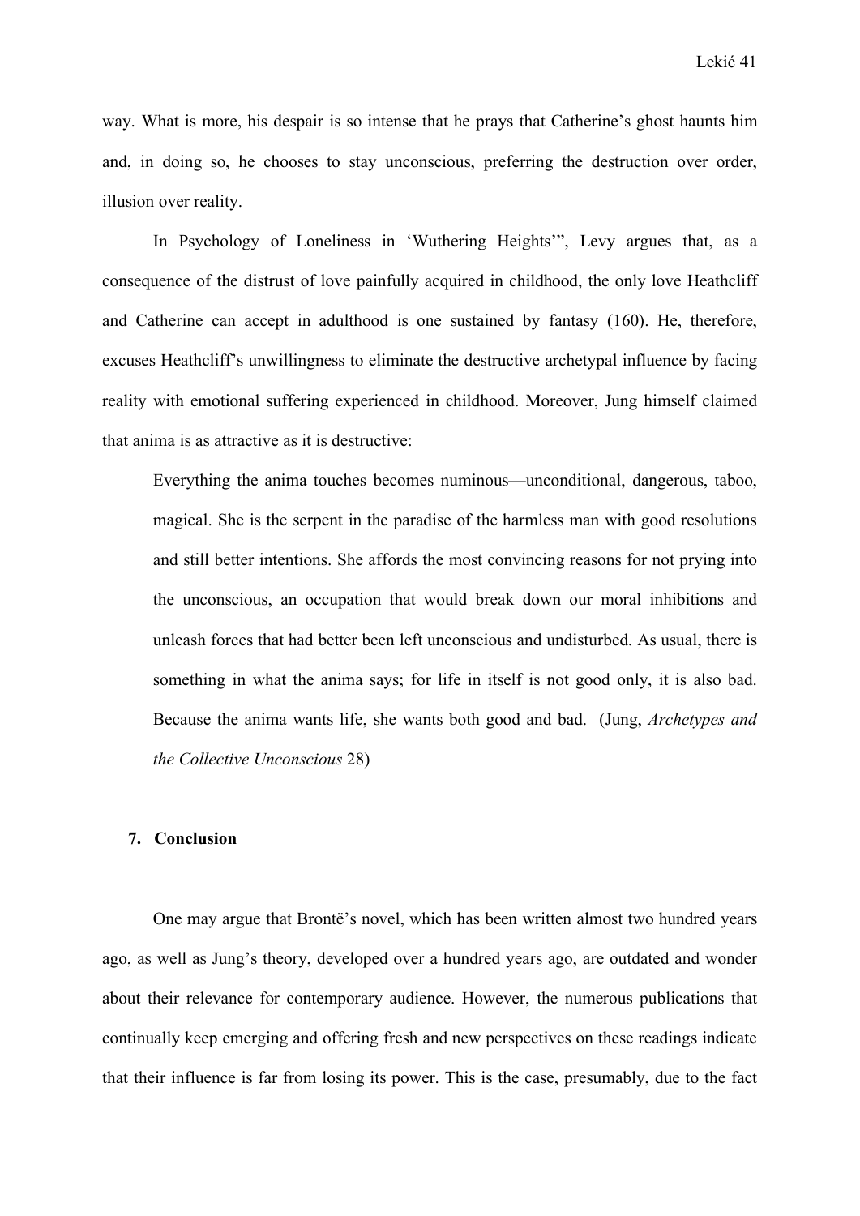way. What is more, his despair is so intense that he prays that Catherine's ghost haunts him and, in doing so, he chooses to stay unconscious, preferring the destruction over order, illusion over reality.

In Psychology of Loneliness in 'Wuthering Heights'", Levy argues that, as a consequence of the distrust of love painfully acquired in childhood, the only love Heathcliff and Catherine can accept in adulthood is one sustained by fantasy (160). He, therefore, excuses Heathcliff's unwillingness to eliminate the destructive archetypal influence by facing reality with emotional suffering experienced in childhood. Moreover, Jung himself claimed that anima is as attractive as it is destructive:

> Everything the anima touches becomes numinous—unconditional, dangerous, taboo, magical. She is the serpent in the paradise of the harmless man with good resolutions and still better intentions. She affords the most convincing reasons for not prying into the unconscious, an occupation that would break down our moral inhibitions and unleash forces that had better been left unconscious and undisturbed. As usual, there is something in what the anima says; for life in itself is not good only, it is also bad. Because the anima wants life, she wants both good and bad. (Jung, *Archetypes and the Collective Unconscious* 28)

## 7. Conclusion

One may argue that Brontë's novel, which has been written almost two hundred years ago, as well as Jung's theory, developed over a hundred years ago, are outdated and wonder about their relevance for contemporary audience. However, the numerous publications that continually keep emerging and offering fresh and new perspectives on these readings indicate that their influence is far from losing its power. This is the case, presumably, due to the fact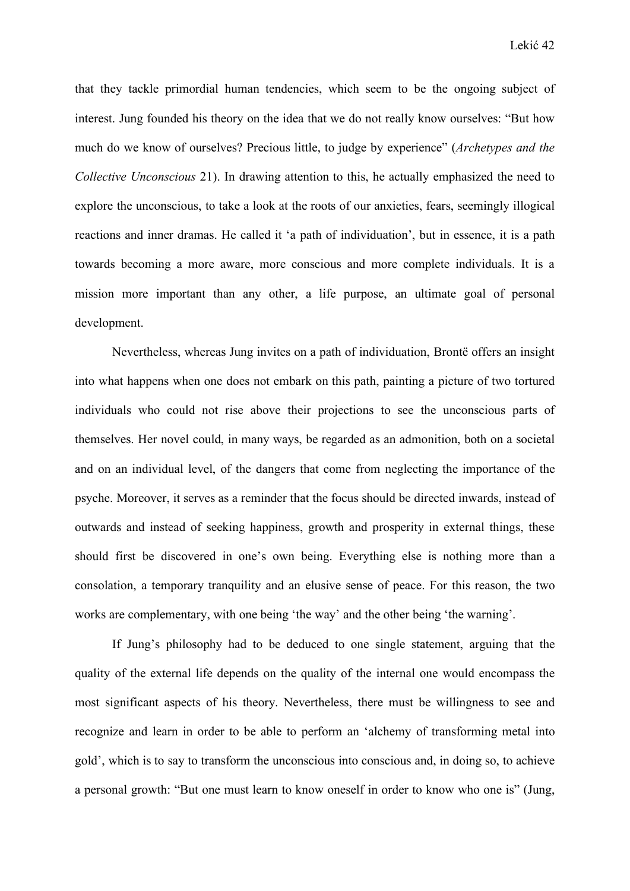that they tackle primordial human tendencies, which seem to be the ongoing subject of interest. Jung founded his theory on the idea that we do not really know ourselves: "But how much do we know of ourselves? Precious little, to judge by experience" (*Archetypes and the Collective Unconscious* 21). In drawing attention to this, he actually emphasized the need to explore the unconscious, to take a look at the roots of our anxieties, fears, seemingly illogical reactions and inner dramas. He called it 'a path of individuation', but in essence, it is a path towards becoming a more aware, more conscious and more complete individuals. It is a mission more important than any other, a life purpose, an ultimate goal of personal development.

Nevertheless, whereas Jung invites on a path of individuation, Brontë offers an insight into what happens when one does not embark on this path, painting a picture of two tortured individuals who could not rise above their projections to see the unconscious parts of themselves. Her novel could, in many ways, be regarded as an admonition, both on a societal and on an individual level, of the dangers that come from neglecting the importance of the psyche. Moreover, it serves as a reminder that the focus should be directed inwards, instead of outwards and instead of seeking happiness, growth and prosperity in external things, these should first be discovered in one's own being. Everything else is nothing more than a consolation, a temporary tranquility and an elusive sense of peace. For this reason, the two works are complementary, with one being 'the way' and the other being 'the warning'.

If Jung's philosophy had to be deduced to one single statement, arguing that the quality of the external life depends on the quality of the internal one would encompass the most significant aspects of his theory. Nevertheless, there must be willingness to see and recognize and learn in order to be able to perform an 'alchemy of transforming metal into gold', which is to say to transform the unconscious into conscious and, in doing so, to achieve a personal growth: "But one must learn to know oneself in order to know who one is" (Jung,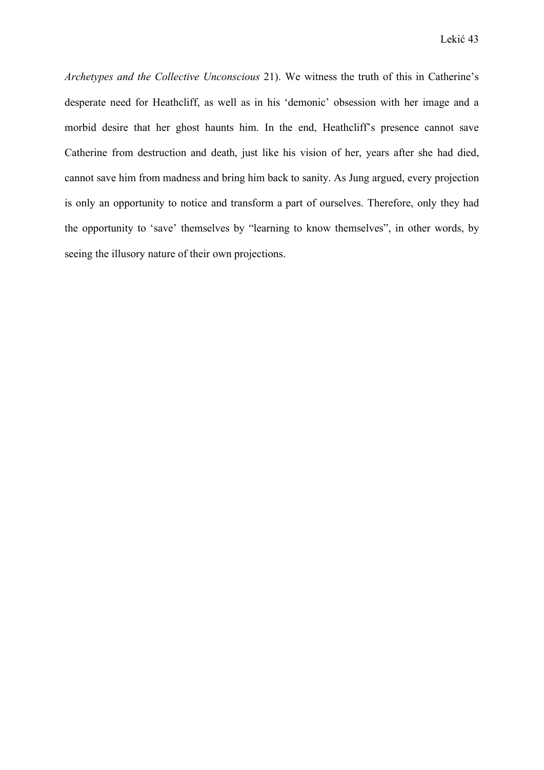*Archetypes and the Collective Unconscious* 21). We witness the truth of this in Catherine's desperate need for Heathcliff, as well as in his 'demonic' obsession with her image and a morbid desire that her ghost haunts him. In the end, Heathcliff's presence cannot save Catherine from destruction and death, just like his vision of her, years after she had died, cannot save him from madness and bring him back to sanity. As Jung argued, every projection is only an opportunity to notice and transform a part of ourselves. Therefore, only they had the opportunity to 'save' themselves by "learning to know themselves", in other words, by seeing the illusory nature of their own projections.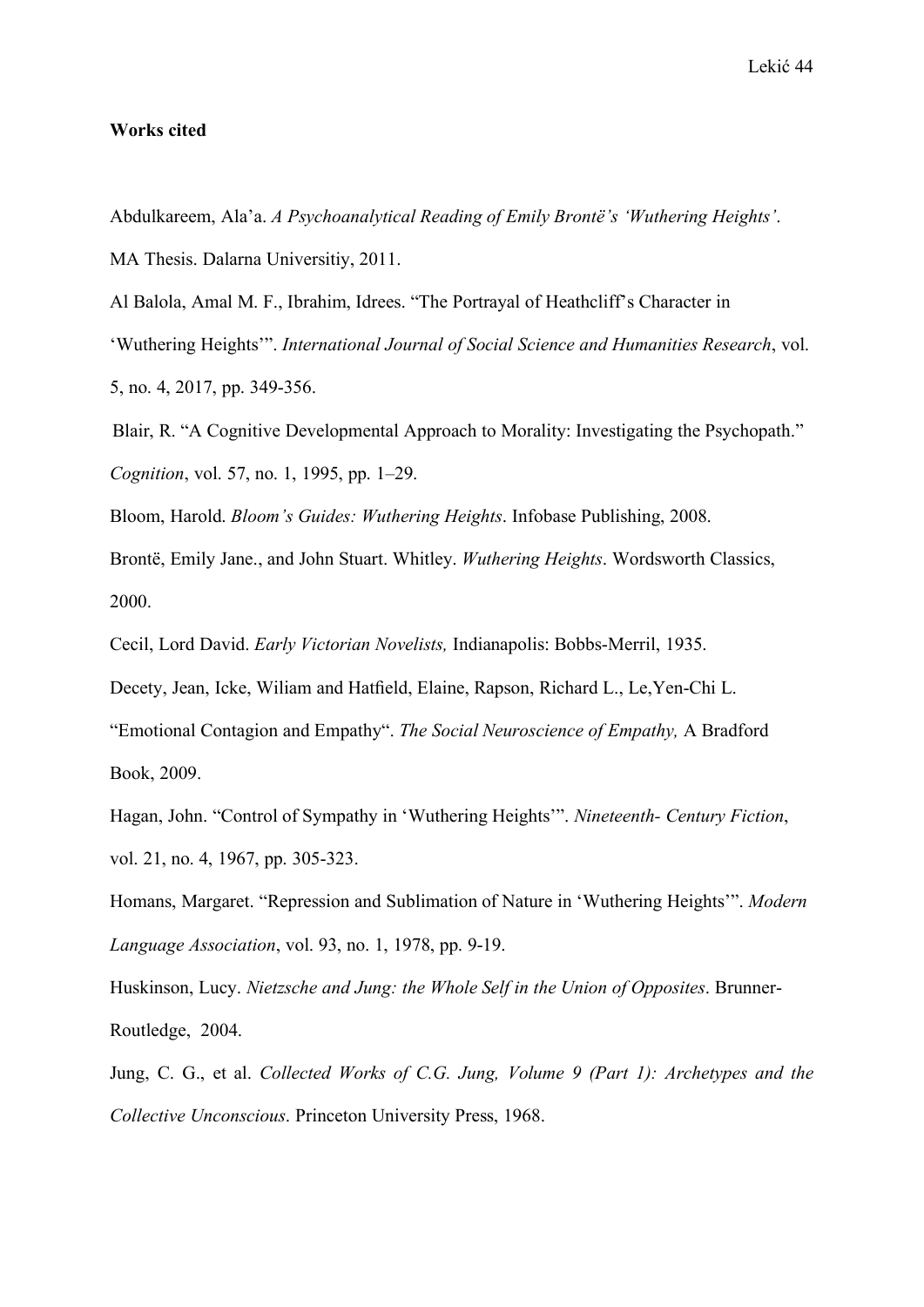**Works cited**

Abdulkareem, Ala'a. *A Psychoanalytical Reading of Emily Brontë's 'Wuthering Heights'*. MA Thesis. Dalarna Universitiy, 2011.

Al Balola, Amal M. F., Ibrahim, Idrees. "The Portrayal of Heathcliff's Character in 'Wuthering Heights'". *International Journal of Social Science and Humanities Research*, vol. 5, no. 4, 2017, pp. 349-356.

Blair, R. "A Cognitive Developmental Approach to Morality: Investigating the Psychopath." *Cognition*, vol. 57, no. 1, 1995, pp. 1–29.

Bloom, Harold. *Bloom's Guides: Wuthering Heights*. Infobase Publishing, 2008.

Brontë, Emily Jane., and John Stuart. Whitley. *Wuthering Heights*. Wordsworth Classics, 2000.

Cecil, Lord David. *Early Victorian Novelists,* Indianapolis: Bobbs-Merril, 1935.

Decety, Jean, Icke, Wiliam and Hatfield, Elaine, Rapson, Richard L., Le,Yen-Chi L. "Emotional Contagion and Empathy". *The Social Neuroscience of Empathy,* A Bradford Book, 2009.

Hagan, John. "Control of Sympathy in 'Wuthering Heights'". *Nineteenth- Century Fiction*, vol. 21, no. 4, 1967, pp. 305-323.

Homans, Margaret. "Repression and Sublimation of Nature in 'Wuthering Heights'". *Modern Language Association*, vol. 93, no. 1, 1978, pp. 9-19.

Huskinson, Lucy. *Nietzsche and Jung: the Whole Self in the Union of Opposites*. Brunner-Routledge, 2004.

Jung, C. G., et al. *Collected Works of C.G. Jung, Volume 9 (Part 1): Archetypes and the Collective Unconscious*. Princeton University Press, 1968.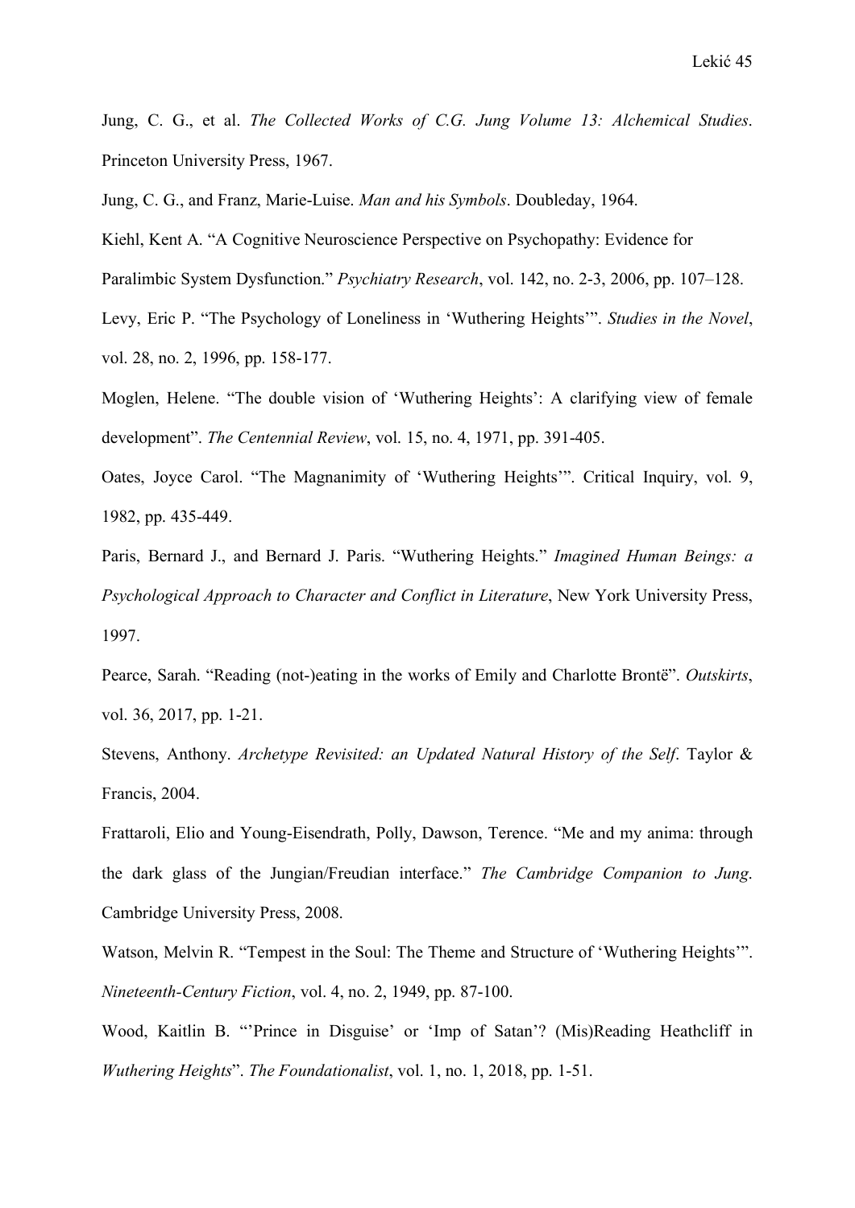Jung, C. G., et al. *The Collected Works of C.G. Jung Volume 13: Alchemical Studies*. Princeton University Press, 1967.

Jung, C. G., and Franz, Marie-Luise. *Man and his Symbols*. Doubleday, 1964.

Kiehl, Kent A. "A Cognitive Neuroscience Perspective on Psychopathy: Evidence for Paralimbic System Dysfunction." *Psychiatry Research*, vol. 142, no. 2-3, 2006, pp. 107–128.

Levy, Eric P. "The Psychology of Loneliness in 'Wuthering Heights'". *Studies in the Novel*, vol. 28, no. 2, 1996, pp. 158-177.

Moglen, Helene. "The double vision of 'Wuthering Heights': A clarifying view of female development". *The Centennial Review*, vol. 15, no. 4, 1971, pp. 391-405.

Oates, Joyce Carol. "The Magnanimity of 'Wuthering Heights'". Critical Inquiry, vol. 9, 1982, pp. 435-449.

Paris, Bernard J., and Bernard J. Paris. "Wuthering Heights." *Imagined Human Beings: a Psychological Approach to Character and Conflict in Literature*, New York University Press, 1997.

Pearce, Sarah. "Reading (not-)eating in the works of Emily and Charlotte Brontë". *Outskirts*, vol. 36, 2017, pp. 1-21.

Stevens, Anthony. *Archetype Revisited: an Updated Natural History of the Self*. Taylor & Francis, 2004.

Frattaroli, Elio and Young-Eisendrath, Polly, Dawson, Terence. "Me and my anima: through the dark glass of the Jungian/Freudian interface." *The Cambridge Companion to Jung*. Cambridge University Press, 2008.

Watson, Melvin R. "Tempest in the Soul: The Theme and Structure of 'Wuthering Heights'". *Nineteenth-Century Fiction*, vol. 4, no. 2, 1949, pp. 87-100.

Wood, Kaitlin B. "'Prince in Disguise' or 'Imp of Satan'? (Mis)Reading Heathcliff in *Wuthering Heights*". *The Foundationalist*, vol. 1, no. 1, 2018, pp. 1-51.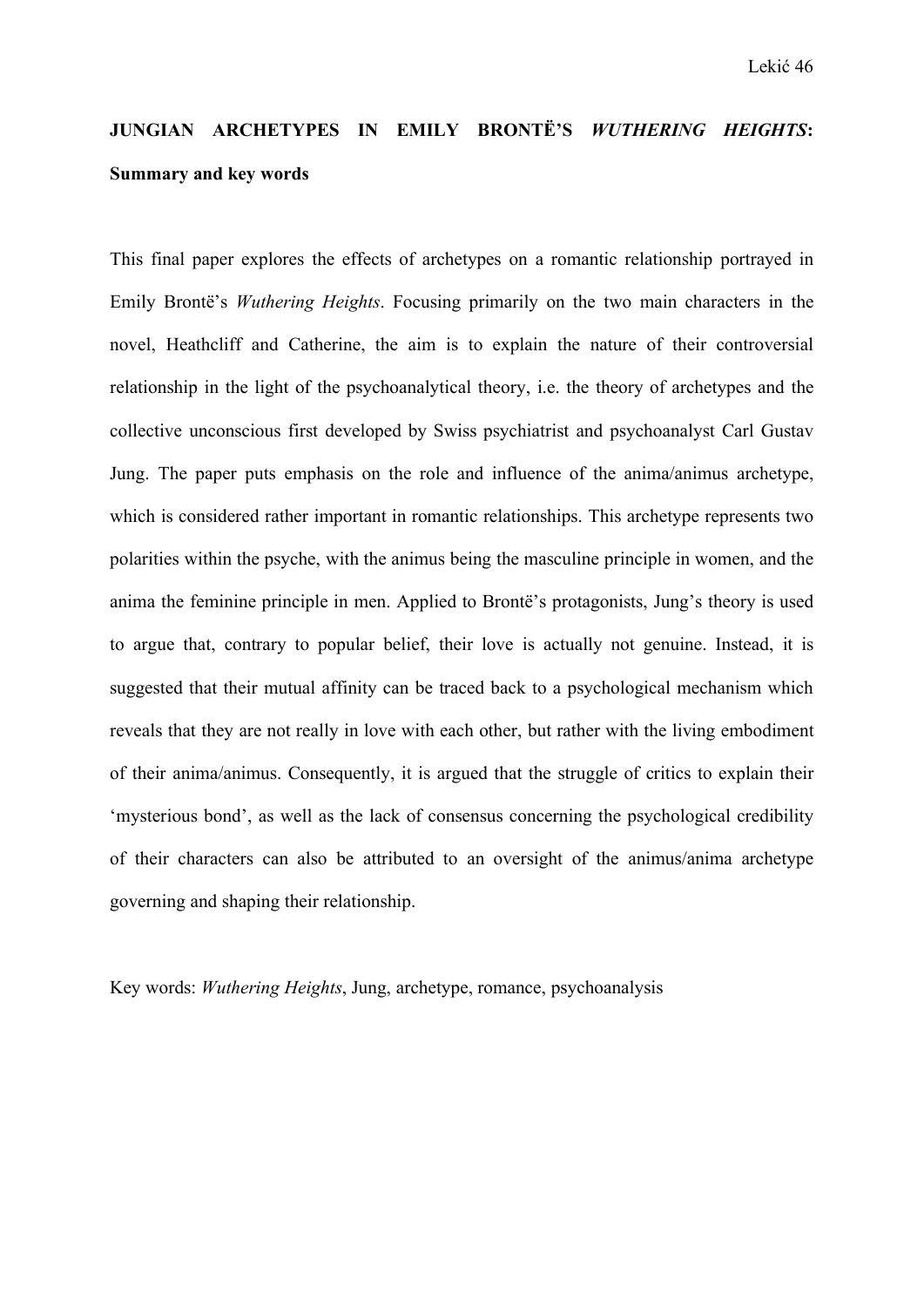**JUNGIAN ARCHETYPES IN EMILY BRONTË'S *WUTHERING HEIGHTS*: Summary and key words**

This final paper explores the effects of archetypes on a romantic relationship portrayed in Emily Brontë's *Wuthering Heights*. Focusing primarily on the two main characters in the novel, Heathcliff and Catherine, the aim is to explain the nature of their controversial relationship in the light of the psychoanalytical theory, i.e. the theory of archetypes and the collective unconscious first developed by Swiss psychiatrist and psychoanalyst Carl Gustav Jung. The paper puts emphasis on the role and influence of the anima/animus archetype, which is considered rather important in romantic relationships. This archetype represents two polarities within the psyche, with the animus being the masculine principle in women, and the anima the feminine principle in men. Applied to Brontë's protagonists, Jung's theory is used to argue that, contrary to popular belief, their love is actually not genuine. Instead, it is suggested that their mutual affinity can be traced back to a psychological mechanism which reveals that they are not really in love with each other, but rather with the living embodiment of their anima/animus. Consequently, it is argued that the struggle of critics to explain their 'mysterious bond', as well as the lack of consensus concerning the psychological credibility of their characters can also be attributed to an oversight of the animus/anima archetype governing and shaping their relationship.

Key words: *Wuthering Heights*, Jung, archetype, romance, psychoanalysis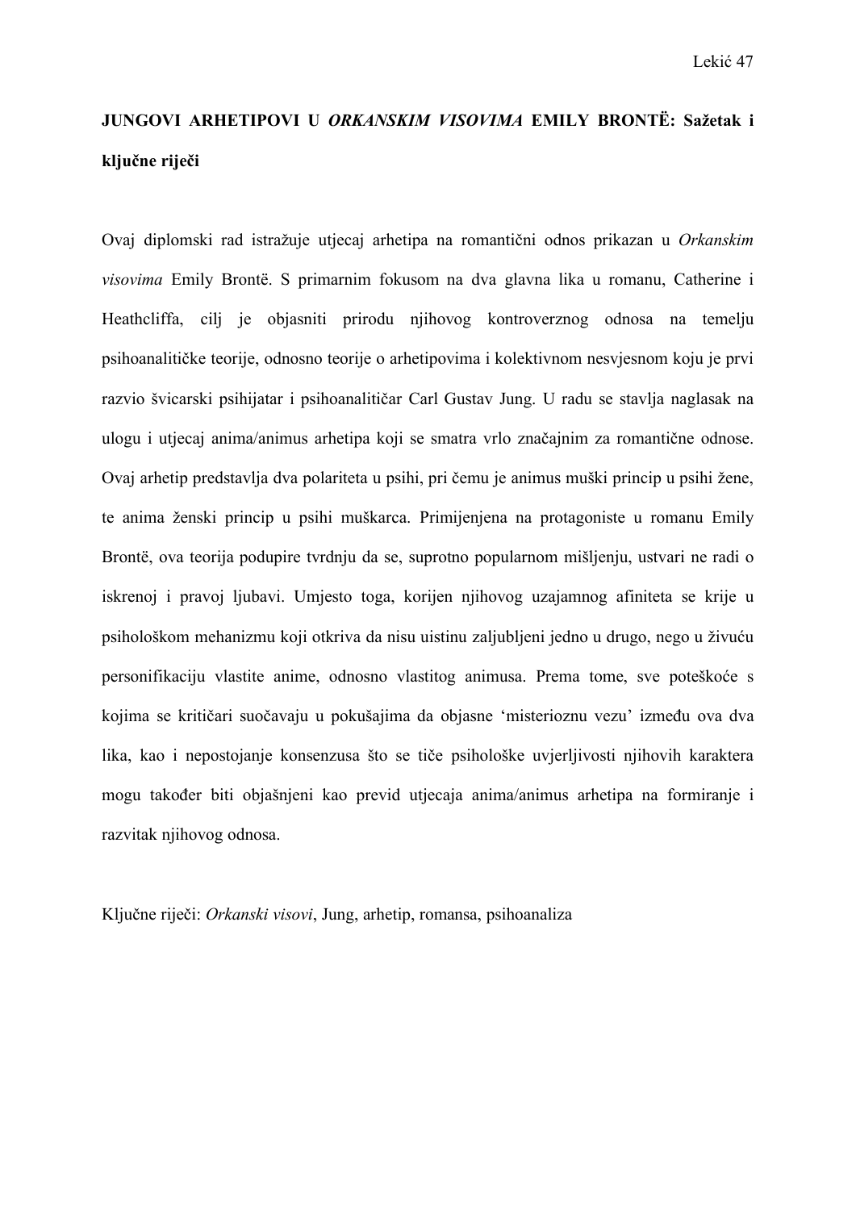**JUNGOVI ARHETIPOVI U *ORKANSKIM VISOVIMA* EMILY BRONTË: Sažetak i ključne riječi**

Ovaj diplomski rad istražuje utjecaj arhetipa na romantični odnos prikazan u *Orkanskim visovima* Emily Brontë. S primarnim fokusom na dva glavna lika u romanu, Catherine i Heathcliffa, cilj je objasniti prirodu njihovog kontroverznog odnosa na temelju psihoanalitičke teorije, odnosno teorije o arhetipovima i kolektivnom nesvjesnom koju je prvi razvio švicarski psihijatar i psihoanalitičar Carl Gustav Jung. U radu se stavlja naglasak na ulogu i utjecaj anima/animus arhetipa koji se smatra vrlo značajnim za romantične odnose. Ovaj arhetip predstavlja dva polariteta u psihi, pri čemu je animus muški princip u psihi žene, te anima ženski princip u psihi muškarca. Primijenjena na protagoniste u romanu Emily Brontë, ova teorija podupire tvrdnju da se, suprotno popularnom mišljenju, ustvari ne radi o iskrenoj i pravoj ljubavi. Umjesto toga, korijen njihovog uzajamnog afiniteta se krije u psihološkom mehanizmu koji otkriva da nisu uistinu zaljubljeni jedno u drugo, nego u živuću personifikaciju vlastite anime, odnosno vlastitog animusa. Prema tome, sve poteškoće s kojima se kritičari suočavaju u pokušajima da objasne 'misterioznu vezu' između ova dva lika, kao i nepostojanje konsenzusa što se tiče psihološke uvjerljivosti njihovih karaktera mogu također biti objašnjeni kao previd utjecaja anima/animus arhetipa na formiranje i razvitak njihovog odnosa.

Ključne riječi: *Orkanski visovi*, Jung, arhetip, romansa, psihoanaliza